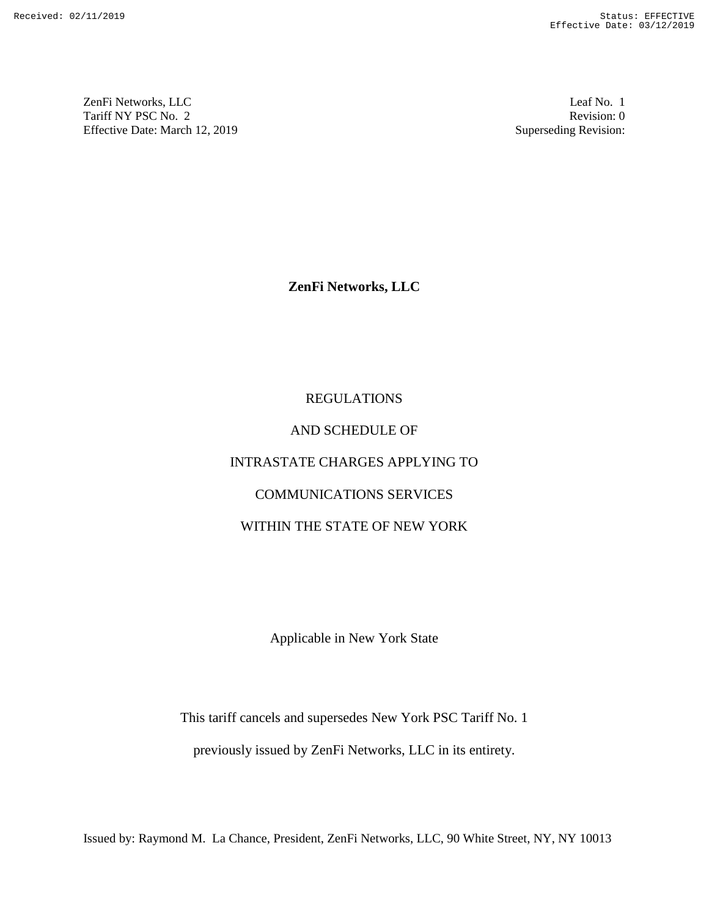# ZenFi Networks, LLC

REGULATIONS

AND SCHEDULE OF

INTRASTATE CHARGES APPLYING TO

COMMUNICATIONS SERVICES

WITHIN THE STATE OF NEW YORK

Applicable in New York State

This tariff cancels and supersedes New York PSC Tariff No. 1

previously issued by ZenFi Networks, LLC in its entirety.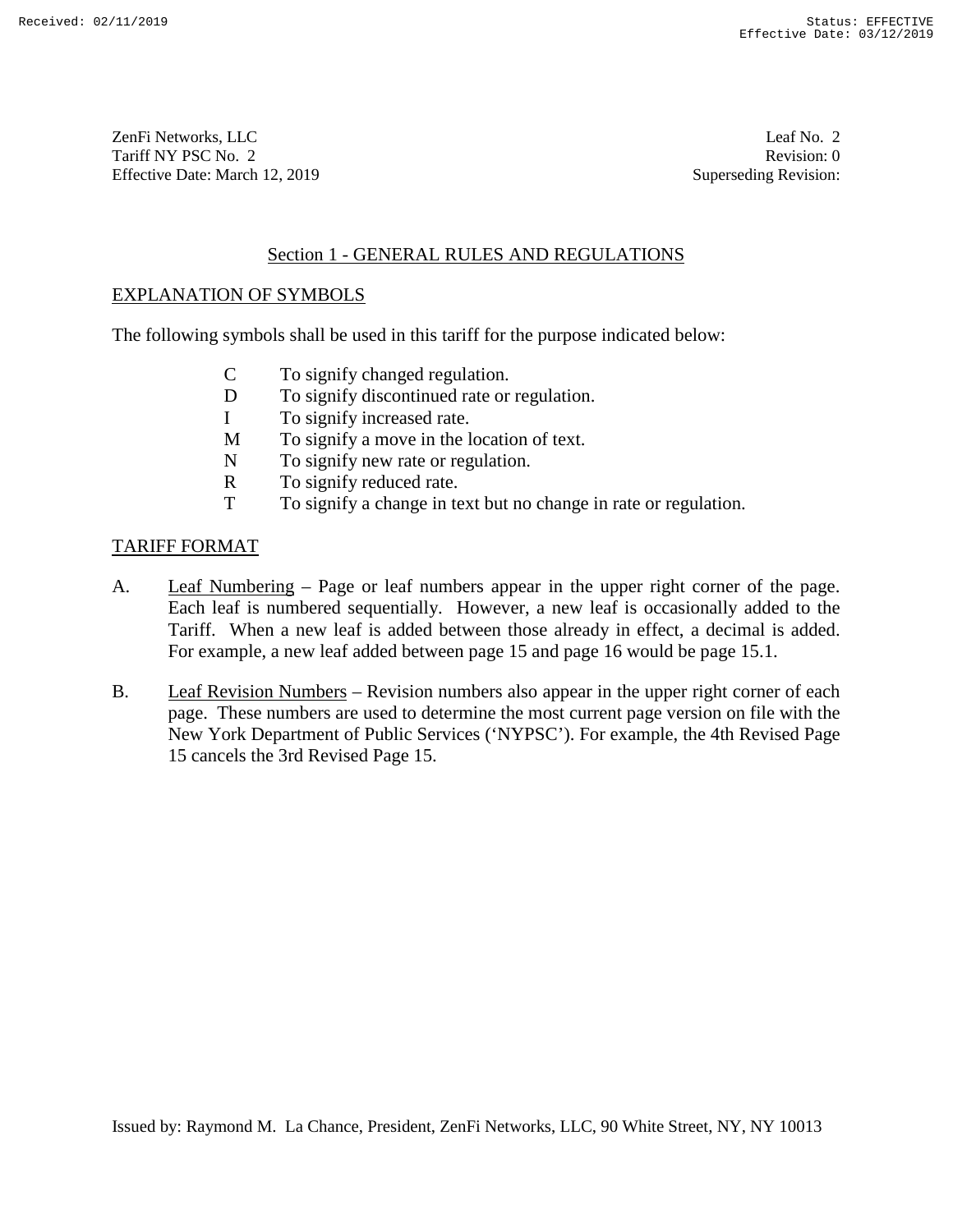## Section 1 - GENERAL RULES AND REGULATIONS

### EXPLANATION OF SYMBOLS

The following symbols shall be used in this tariff for the purpose indicated below:

- C To signify changed regulation.
- D To signify discontinued rate or regulation.
- I To signify increased rate.
- M To signify a move in the location of text.
- N To signify new rate or regulation.
- R To signify reduced rate.
- T To signify a change in text but no change in rate or regulation.

### TARIFF FORMAT

A. Leaf Numbering – Page or leaf numbers appear in the upper right corner of the page. Each leaf is numbered sequentially. However, a new leaf is occasionally added to the Tariff. When a new leaf is added between those already in effect, a decimal is added. For example, a new leaf added between page 15 and page 16 would be page 15.1.

B. Leaf Revision Numbers – Revision numbers also appear in the upper right corner of each page. These numbers are used to determine the most current page version on file with the New York Department of Public Services (‘NYPSC’). For example, the 4th Revised Page 15 cancels the 3rd Revised Page 15.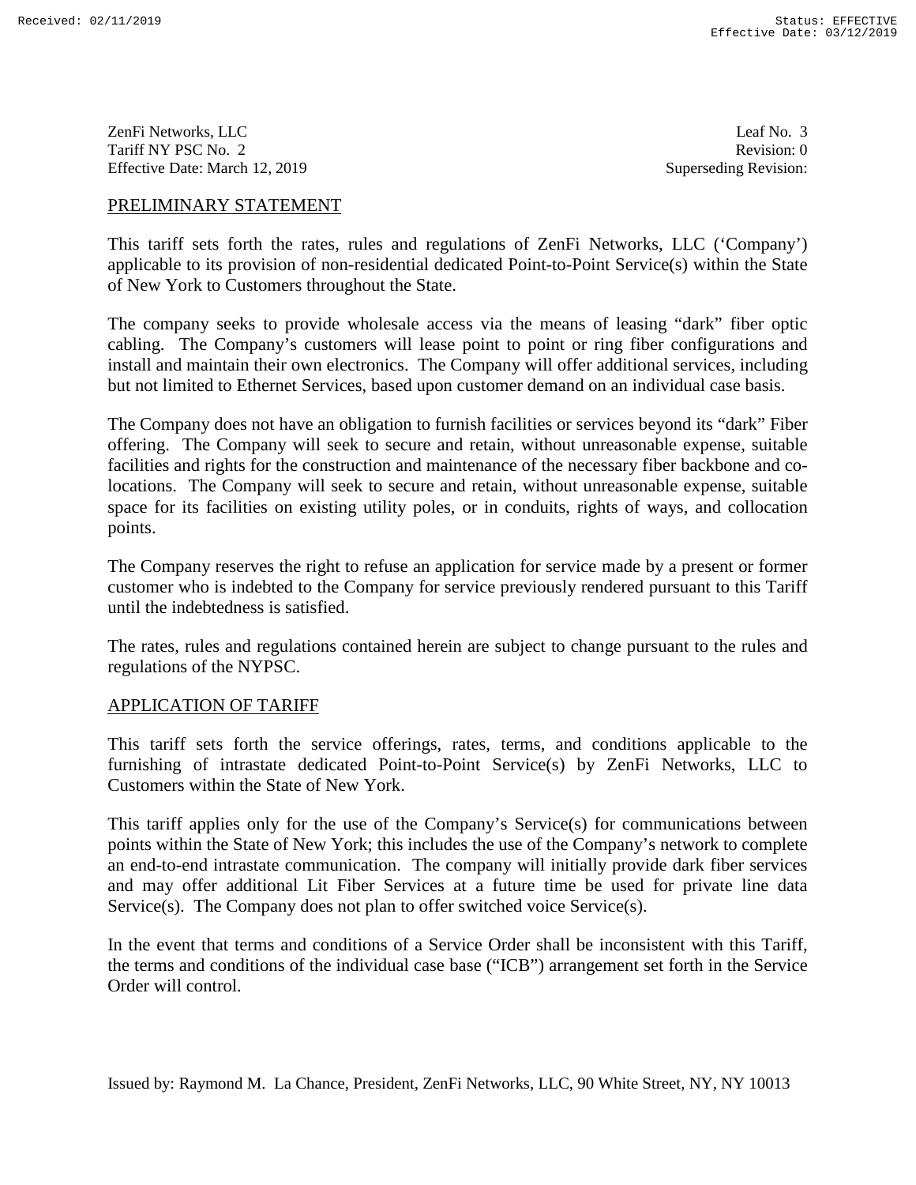## PRELIMINARY STATEMENT

This tariff sets forth the rates, rules and regulations of ZenFi Networks, LLC ('Company') applicable to its provision of non-residential dedicated Point-to-Point Service(s) within the State of New York to Customers throughout the State.

The company seeks to provide wholesale access via the means of leasing "dark" fiber optic cabling. The Company's customers will lease point to point or ring fiber configurations and install and maintain their own electronics. The Company will offer additional services, including but not limited to Ethernet Services, based upon customer demand on an individual case basis.

The Company does not have an obligation to furnish facilities or services beyond its "dark" Fiber offering. The Company will seek to secure and retain, without unreasonable expense, suitable facilities and rights for the construction and maintenance of the necessary fiber backbone and co-locations. The Company will seek to secure and retain, without unreasonable expense, suitable space for its facilities on existing utility poles, or in conduits, rights of ways, and collocation points.

The Company reserves the right to refuse an application for service made by a present or former customer who is indebted to the Company for service previously rendered pursuant to this Tariff until the indebtedness is satisfied.

The rates, rules and regulations contained herein are subject to change pursuant to the rules and regulations of the NYPSC.

## APPLICATION OF TARIFF

This tariff sets forth the service offerings, rates, terms, and conditions applicable to the furnishing of intrastate dedicated Point-to-Point Service(s) by ZenFi Networks, LLC to Customers within the State of New York.

This tariff applies only for the use of the Company's Service(s) for communications between points within the State of New York; this includes the use of the Company's network to complete an end-to-end intrastate communication. The company will initially provide dark fiber services and may offer additional Lit Fiber Services at a future time be used for private line data Service(s). The Company does not plan to offer switched voice Service(s).

In the event that terms and conditions of a Service Order shall be inconsistent with this Tariff, the terms and conditions of the individual case base ("ICB") arrangement set forth in the Service Order will control.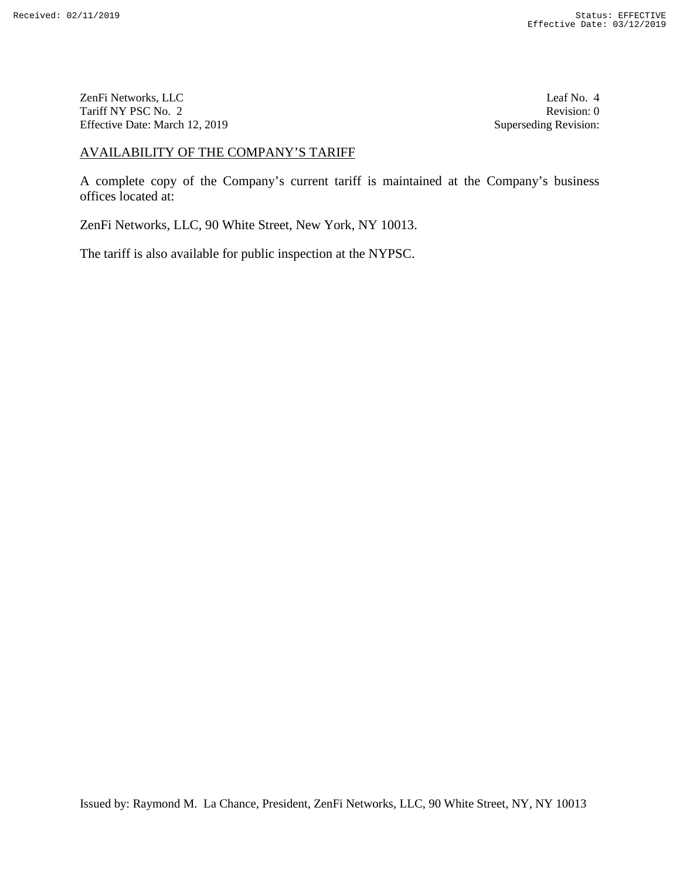## AVAILABILITY OF THE COMPANY'S TARIFF

A complete copy of the Company's current tariff is maintained at the Company's business offices located at:

ZenFi Networks, LLC, 90 White Street, New York, NY 10013.

The tariff is also available for public inspection at the NYPSC.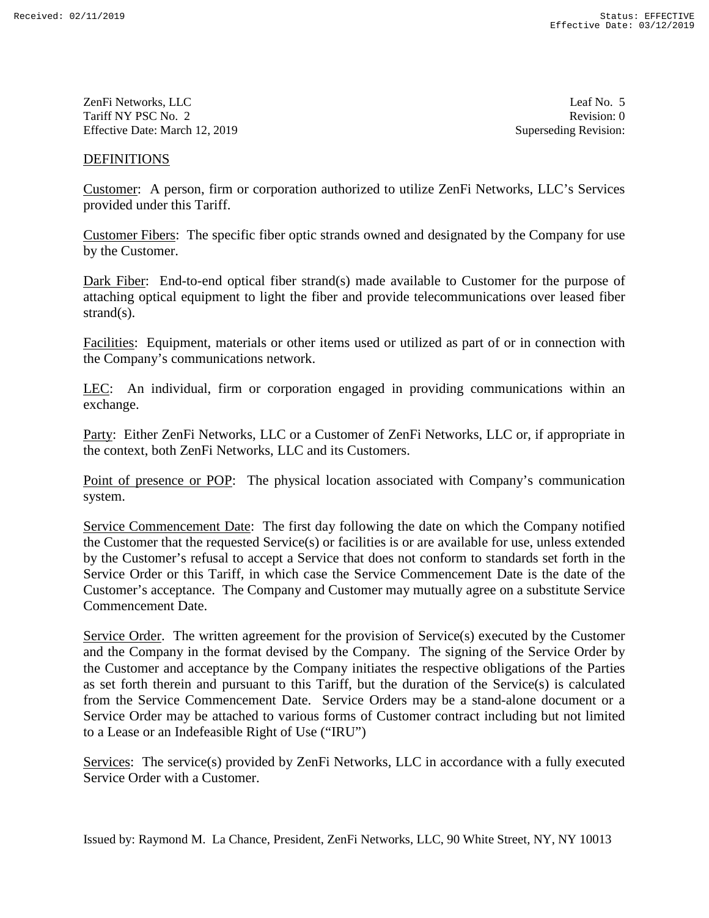## DEFINITIONS

Customer: A person, firm or corporation authorized to utilize ZenFi Networks, LLC's Services provided under this Tariff.

Customer Fibers: The specific fiber optic strands owned and designated by the Company for use by the Customer.

Dark Fiber: End-to-end optical fiber strand(s) made available to Customer for the purpose of attaching optical equipment to light the fiber and provide telecommunications over leased fiber strand(s).

Facilities: Equipment, materials or other items used or utilized as part of or in connection with the Company's communications network.

LEC: An individual, firm or corporation engaged in providing communications within an exchange.

Party: Either ZenFi Networks, LLC or a Customer of ZenFi Networks, LLC or, if appropriate in the context, both ZenFi Networks, LLC and its Customers.

Point of presence or POP: The physical location associated with Company's communication system.

Service Commencement Date: The first day following the date on which the Company notified the Customer that the requested Service(s) or facilities is or are available for use, unless extended by the Customer's refusal to accept a Service that does not conform to standards set forth in the Service Order or this Tariff, in which case the Service Commencement Date is the date of the Customer's acceptance. The Company and Customer may mutually agree on a substitute Service Commencement Date.

Service Order. The written agreement for the provision of Service(s) executed by the Customer and the Company in the format devised by the Company. The signing of the Service Order by the Customer and acceptance by the Company initiates the respective obligations of the Parties as set forth therein and pursuant to this Tariff, but the duration of the Service(s) is calculated from the Service Commencement Date. Service Orders may be a stand-alone document or a Service Order may be attached to various forms of Customer contract including but not limited to a Lease or an Indefeasible Right of Use ("IRU")

Services: The service(s) provided by ZenFi Networks, LLC in accordance with a fully executed Service Order with a Customer.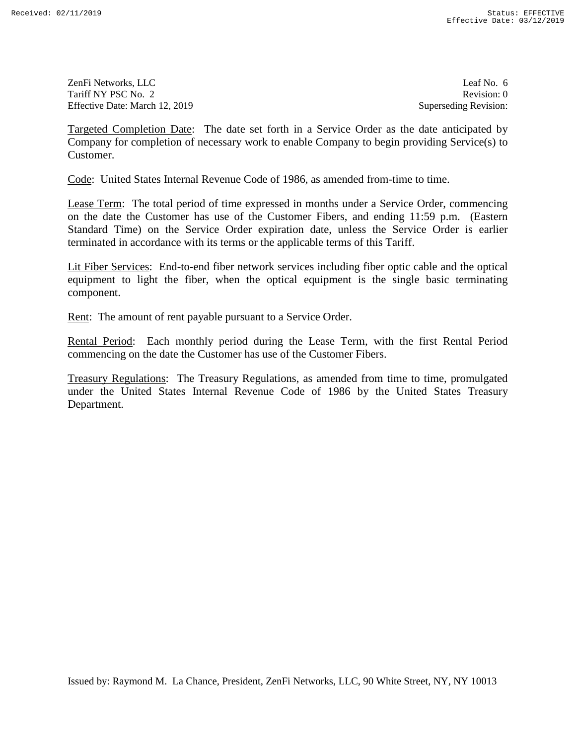Targeted Completion Date: The date set forth in a Service Order as the date anticipated by Company for completion of necessary work to enable Company to begin providing Service(s) to Customer.

Code: United States Internal Revenue Code of 1986, as amended from-time to time.

Lease Term: The total period of time expressed in months under a Service Order, commencing on the date the Customer has use of the Customer Fibers, and ending 11:59 p.m. (Eastern Standard Time) on the Service Order expiration date, unless the Service Order is earlier terminated in accordance with its terms or the applicable terms of this Tariff.

Lit Fiber Services: End-to-end fiber network services including fiber optic cable and the optical equipment to light the fiber, when the optical equipment is the single basic terminating component.

Rent: The amount of rent payable pursuant to a Service Order.

Rental Period: Each monthly period during the Lease Term, with the first Rental Period commencing on the date the Customer has use of the Customer Fibers.

Treasury Regulations: The Treasury Regulations, as amended from time to time, promulgated under the United States Internal Revenue Code of 1986 by the United States Treasury Department.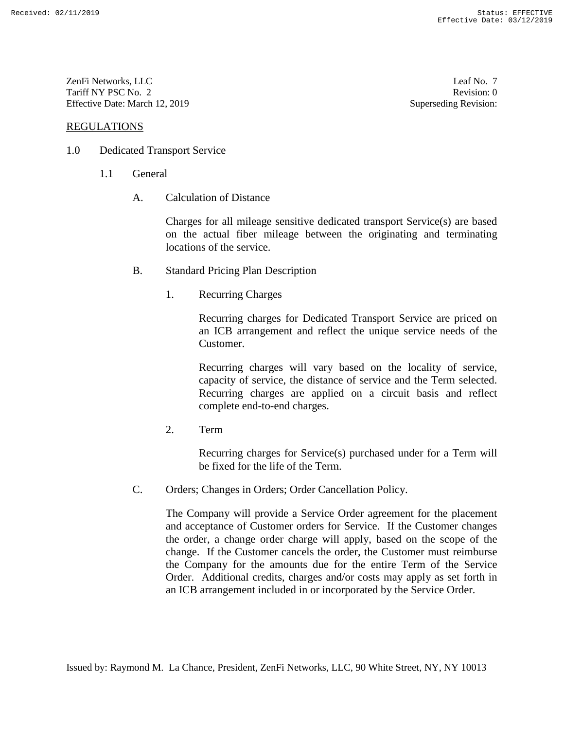ZenFi Networks, LLC
Tariff NY PSC No. 2
Effective Date: March 12, 2019

Leaf No. 7
Revision: 0
Superseding Revision:

## REGULATIONS

1.0 Dedicated Transport Service

1.1 General

A. Calculation of Distance

Charges for all mileage sensitive dedicated transport Service(s) are based on the actual fiber mileage between the originating and terminating locations of the service.

B. Standard Pricing Plan Description

1. Recurring Charges

Recurring charges for Dedicated Transport Service are priced on an ICB arrangement and reflect the unique service needs of the Customer.

Recurring charges will vary based on the locality of service, capacity of service, the distance of service and the Term selected. Recurring charges are applied on a circuit basis and reflect complete end-to-end charges.

2. Term

Recurring charges for Service(s) purchased under for a Term will be fixed for the life of the Term.

C. Orders; Changes in Orders; Order Cancellation Policy.

The Company will provide a Service Order agreement for the placement and acceptance of Customer orders for Service. If the Customer changes the order, a change order charge will apply, based on the scope of the change. If the Customer cancels the order, the Customer must reimburse the Company for the amounts due for the entire Term of the Service Order. Additional credits, charges and/or costs may apply as set forth in an ICB arrangement included in or incorporated by the Service Order.

Issued by: Raymond M. La Chance, President, ZenFi Networks, LLC, 90 White Street, NY, NY 10013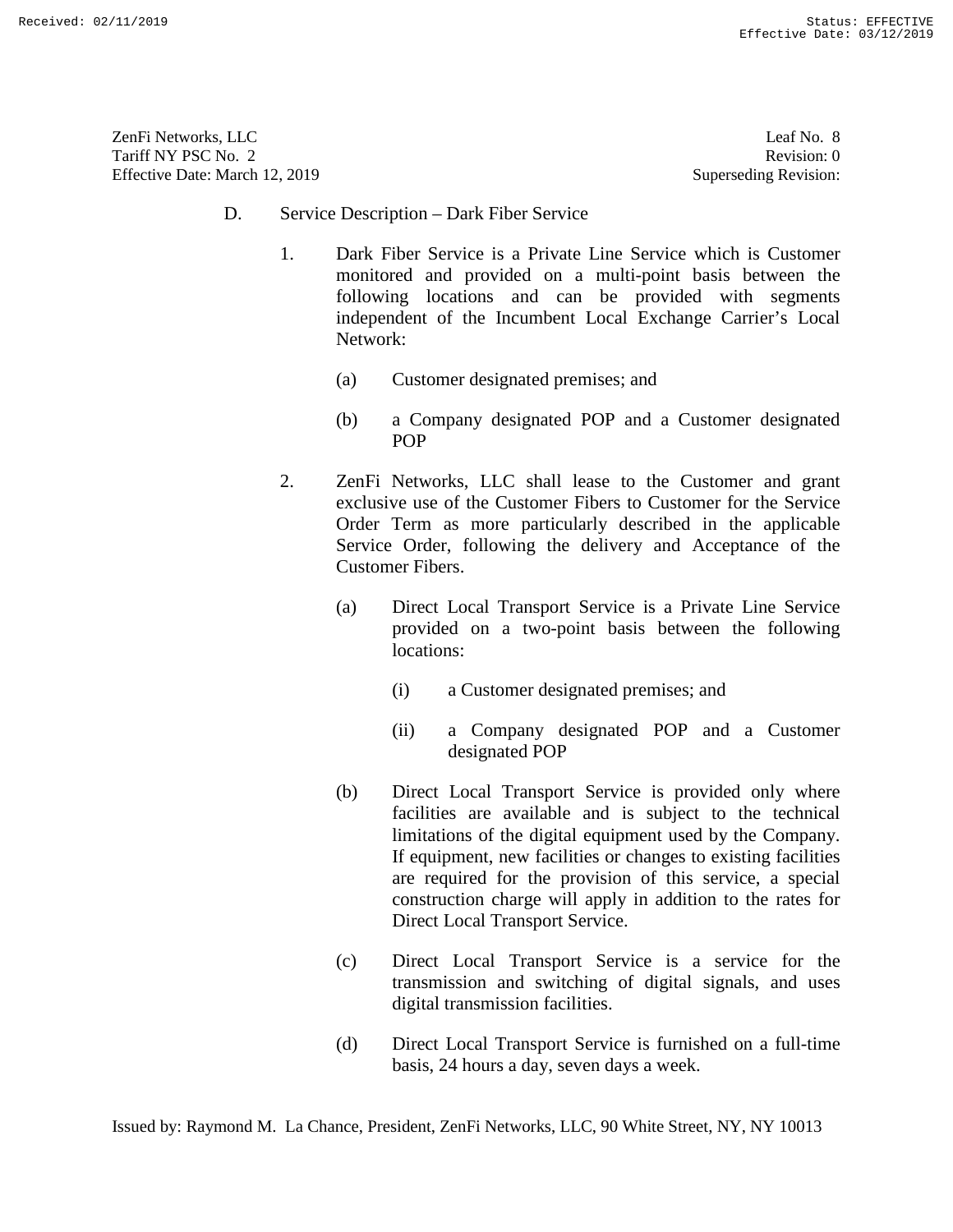D. Service Description – Dark Fiber Service

1. Dark Fiber Service is a Private Line Service which is Customer monitored and provided on a multi-point basis between the following locations and can be provided with segments independent of the Incumbent Local Exchange Carrier's Local Network:

   (a) Customer designated premises; and

   (b) a Company designated POP and a Customer designated POP

2. ZenFi Networks, LLC shall lease to the Customer and grant exclusive use of the Customer Fibers to Customer for the Service Order Term as more particularly described in the applicable Service Order, following the delivery and Acceptance of the Customer Fibers.

   (a) Direct Local Transport Service is a Private Line Service provided on a two-point basis between the following locations:

      (i) a Customer designated premises; and

      (ii) a Company designated POP and a Customer designated POP

   (b) Direct Local Transport Service is provided only where facilities are available and is subject to the technical limitations of the digital equipment used by the Company. If equipment, new facilities or changes to existing facilities are required for the provision of this service, a special construction charge will apply in addition to the rates for Direct Local Transport Service.

   (c) Direct Local Transport Service is a service for the transmission and switching of digital signals, and uses digital transmission facilities.

   (d) Direct Local Transport Service is furnished on a full-time basis, 24 hours a day, seven days a week.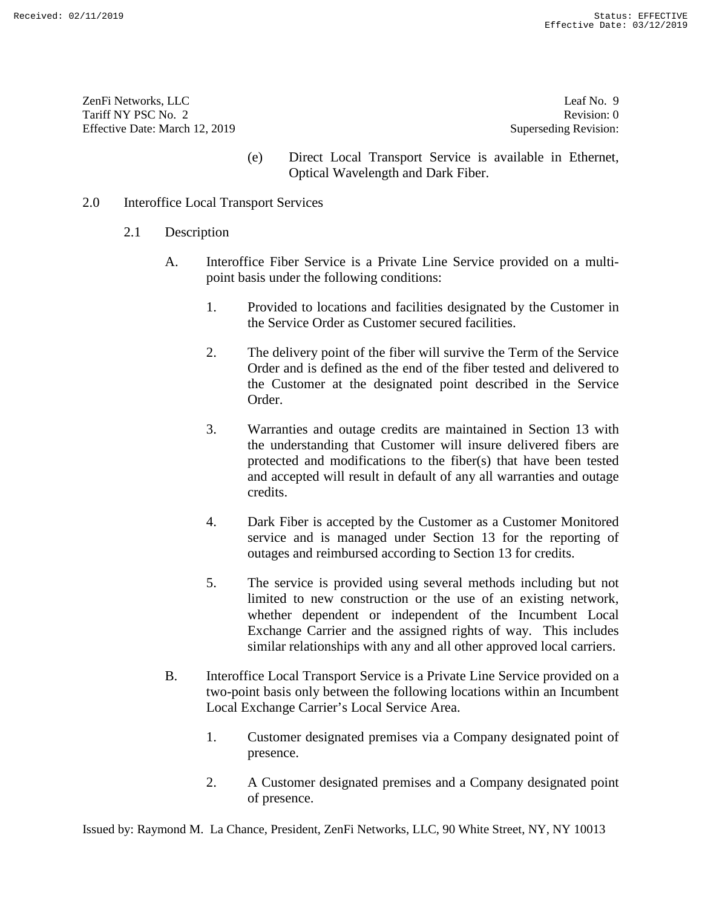(e) Direct Local Transport Service is available in Ethernet, Optical Wavelength and Dark Fiber.

## 2.0 Interoffice Local Transport Services

### 2.1 Description

A. Interoffice Fiber Service is a Private Line Service provided on a multi-point basis under the following conditions:

1. Provided to locations and facilities designated by the Customer in the Service Order as Customer secured facilities.

2. The delivery point of the fiber will survive the Term of the Service Order and is defined as the end of the fiber tested and delivered to the Customer at the designated point described in the Service Order.

3. Warranties and outage credits are maintained in Section 13 with the understanding that Customer will insure delivered fibers are protected and modifications to the fiber(s) that have been tested and accepted will result in default of any all warranties and outage credits.

4. Dark Fiber is accepted by the Customer as a Customer Monitored service and is managed under Section 13 for the reporting of outages and reimbursed according to Section 13 for credits.

5. The service is provided using several methods including but not limited to new construction or the use of an existing network, whether dependent or independent of the Incumbent Local Exchange Carrier and the assigned rights of way. This includes similar relationships with any and all other approved local carriers.

B. Interoffice Local Transport Service is a Private Line Service provided on a two-point basis only between the following locations within an Incumbent Local Exchange Carrier's Local Service Area.

1. Customer designated premises via a Company designated point of presence.

2. A Customer designated premises and a Company designated point of presence.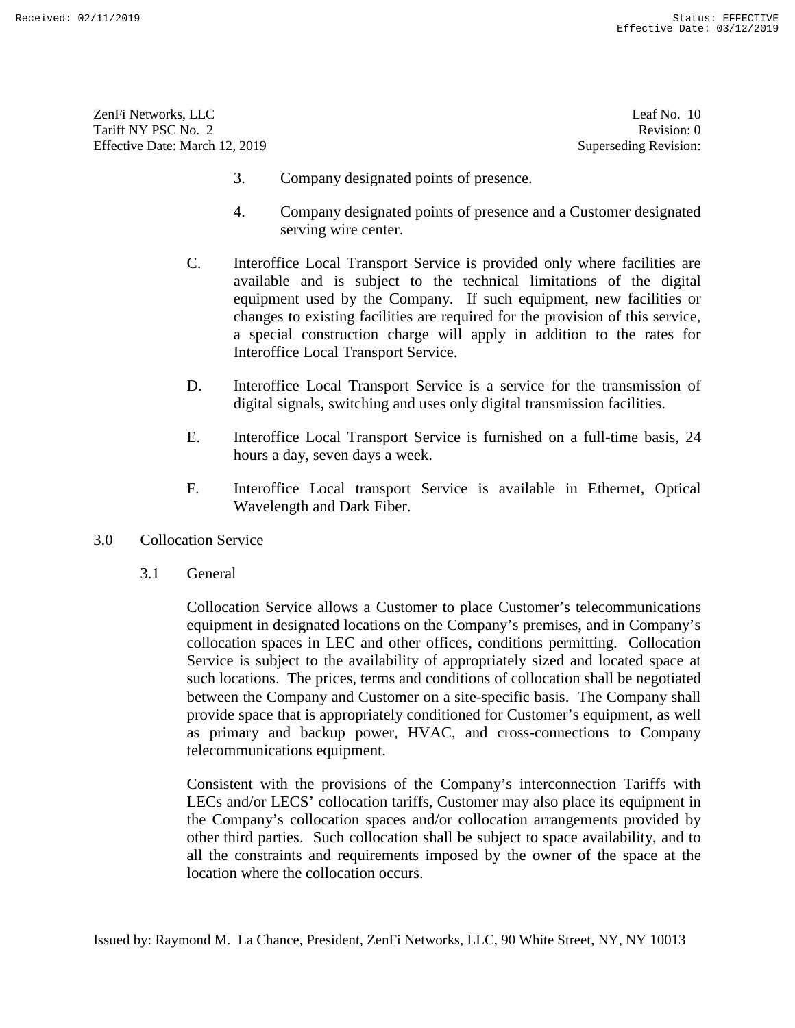3. Company designated points of presence.

4. Company designated points of presence and a Customer designated serving wire center.

C. Interoffice Local Transport Service is provided only where facilities are available and is subject to the technical limitations of the digital equipment used by the Company. If such equipment, new facilities or changes to existing facilities are required for the provision of this service, a special construction charge will apply in addition to the rates for Interoffice Local Transport Service.

D. Interoffice Local Transport Service is a service for the transmission of digital signals, switching and uses only digital transmission facilities.

E. Interoffice Local Transport Service is furnished on a full-time basis, 24 hours a day, seven days a week.

F. Interoffice Local transport Service is available in Ethernet, Optical Wavelength and Dark Fiber.

## 3.0 Collocation Service

### 3.1 General

Collocation Service allows a Customer to place Customer's telecommunications equipment in designated locations on the Company's premises, and in Company's collocation spaces in LEC and other offices, conditions permitting. Collocation Service is subject to the availability of appropriately sized and located space at such locations. The prices, terms and conditions of collocation shall be negotiated between the Company and Customer on a site-specific basis. The Company shall provide space that is appropriately conditioned for Customer's equipment, as well as primary and backup power, HVAC, and cross-connections to Company telecommunications equipment.

Consistent with the provisions of the Company's interconnection Tariffs with LECs and/or LECS' collocation tariffs, Customer may also place its equipment in the Company's collocation spaces and/or collocation arrangements provided by other third parties. Such collocation shall be subject to space availability, and to all the constraints and requirements imposed by the owner of the space at the location where the collocation occurs.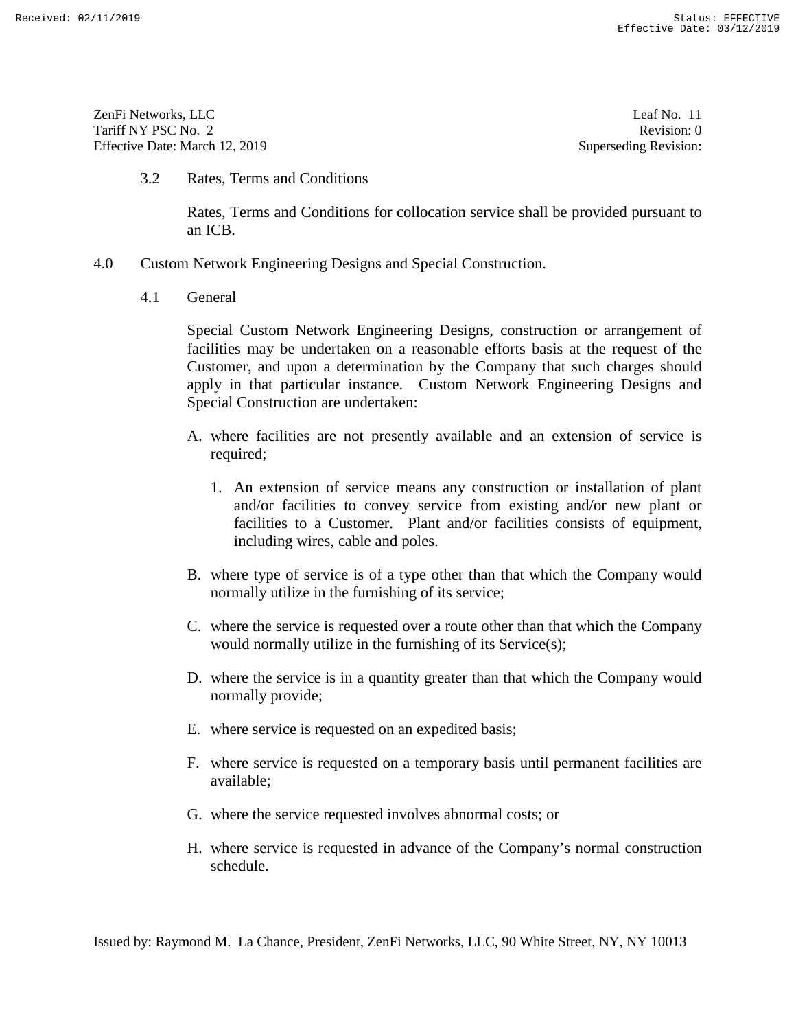3.2 Rates, Terms and Conditions

Rates, Terms and Conditions for collocation service shall be provided pursuant to an ICB.

4.0 Custom Network Engineering Designs and Special Construction.

4.1 General

Special Custom Network Engineering Designs, construction or arrangement of facilities may be undertaken on a reasonable efforts basis at the request of the Customer, and upon a determination by the Company that such charges should apply in that particular instance. Custom Network Engineering Designs and Special Construction are undertaken:

A. where facilities are not presently available and an extension of service is required;

   1. An extension of service means any construction or installation of plant and/or facilities to convey service from existing and/or new plant or facilities to a Customer. Plant and/or facilities consists of equipment, including wires, cable and poles.

B. where type of service is of a type other than that which the Company would normally utilize in the furnishing of its service;

C. where the service is requested over a route other than that which the Company would normally utilize in the furnishing of its Service(s);

D. where the service is in a quantity greater than that which the Company would normally provide;

E. where service is requested on an expedited basis;

F. where service is requested on a temporary basis until permanent facilities are available;

G. where the service requested involves abnormal costs; or

H. where service is requested in advance of the Company's normal construction schedule.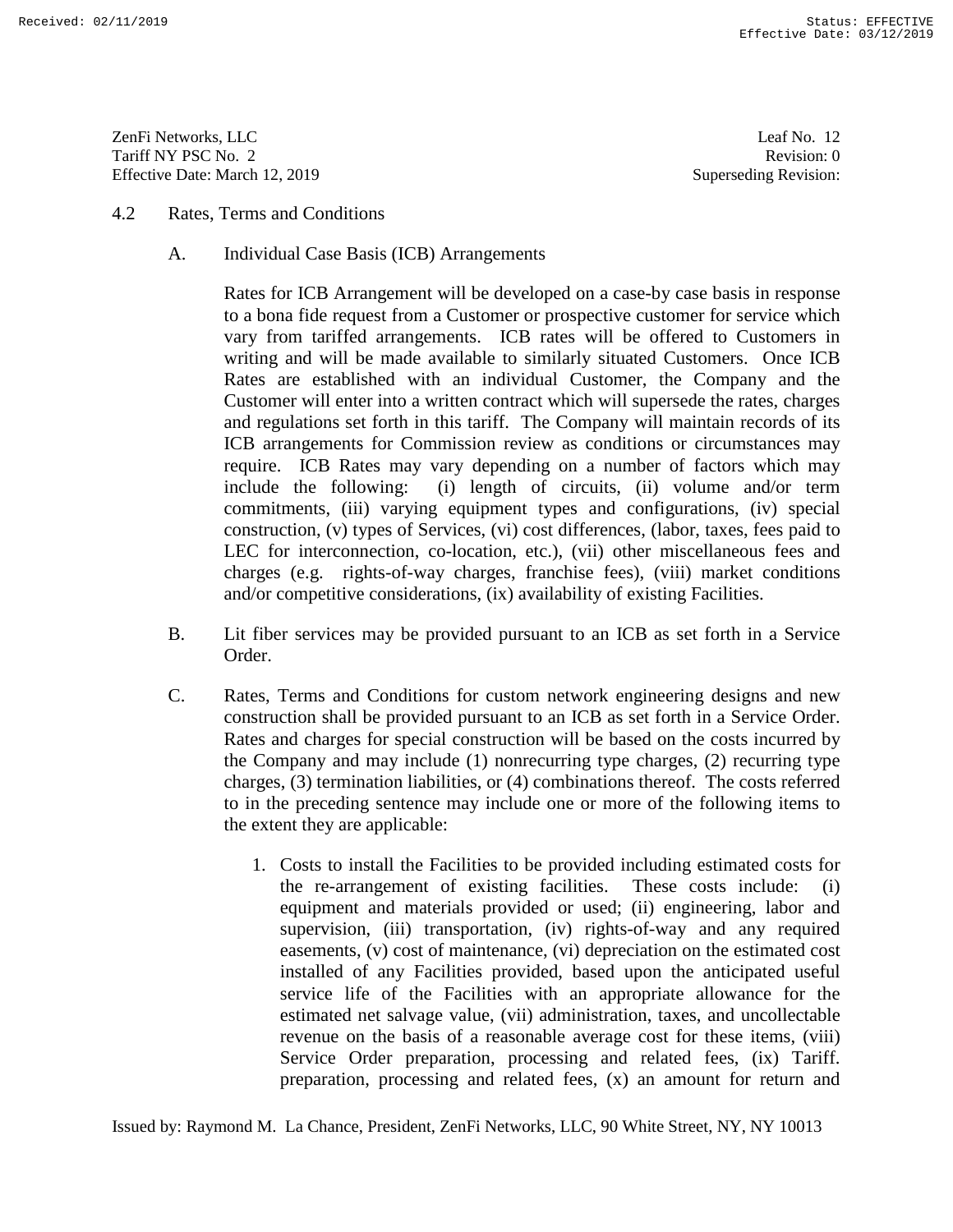## 4.2 Rates, Terms and Conditions

### A. Individual Case Basis (ICB) Arrangements

Rates for ICB Arrangement will be developed on a case-by case basis in response to a bona fide request from a Customer or prospective customer for service which vary from tariffed arrangements. ICB rates will be offered to Customers in writing and will be made available to similarly situated Customers. Once ICB Rates are established with an individual Customer, the Company and the Customer will enter into a written contract which will supersede the rates, charges and regulations set forth in this tariff. The Company will maintain records of its ICB arrangements for Commission review as conditions or circumstances may require. ICB Rates may vary depending on a number of factors which may include the following: (i) length of circuits, (ii) volume and/or term commitments, (iii) varying equipment types and configurations, (iv) special construction, (v) types of Services, (vi) cost differences, (labor, taxes, fees paid to LEC for interconnection, co-location, etc.), (vii) other miscellaneous fees and charges (e.g. rights-of-way charges, franchise fees), (viii) market conditions and/or competitive considerations, (ix) availability of existing Facilities.

### B.

Lit fiber services may be provided pursuant to an ICB as set forth in a Service Order.

### C.

Rates, Terms and Conditions for custom network engineering designs and new construction shall be provided pursuant to an ICB as set forth in a Service Order. Rates and charges for special construction will be based on the costs incurred by the Company and may include (1) nonrecurring type charges, (2) recurring type charges, (3) termination liabilities, or (4) combinations thereof. The costs referred to in the preceding sentence may include one or more of the following items to the extent they are applicable:

1. Costs to install the Facilities to be provided including estimated costs for the re-arrangement of existing facilities. These costs include: (i) equipment and materials provided or used; (ii) engineering, labor and supervision, (iii) transportation, (iv) rights-of-way and any required easements, (v) cost of maintenance, (vi) depreciation on the estimated cost installed of any Facilities provided, based upon the anticipated useful service life of the Facilities with an appropriate allowance for the estimated net salvage value, (vii) administration, taxes, and uncollectable revenue on the basis of a reasonable average cost for these items, (viii) Service Order preparation, processing and related fees, (ix) Tariff. preparation, processing and related fees, (x) an amount for return and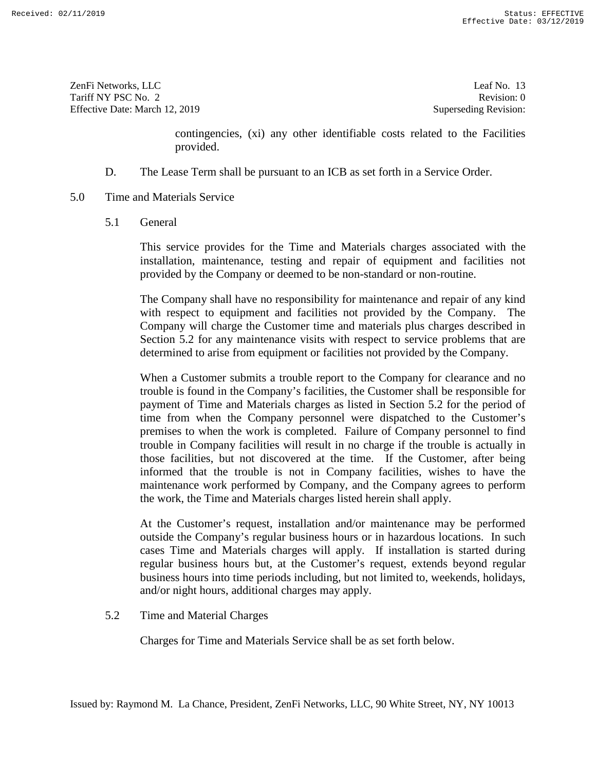contingencies, (xi) any other identifiable costs related to the Facilities provided.

D. The Lease Term shall be pursuant to an ICB as set forth in a Service Order.

## 5.0 Time and Materials Service

### 5.1 General

This service provides for the Time and Materials charges associated with the installation, maintenance, testing and repair of equipment and facilities not provided by the Company or deemed to be non-standard or non-routine.

The Company shall have no responsibility for maintenance and repair of any kind with respect to equipment and facilities not provided by the Company. The Company will charge the Customer time and materials plus charges described in Section 5.2 for any maintenance visits with respect to service problems that are determined to arise from equipment or facilities not provided by the Company.

When a Customer submits a trouble report to the Company for clearance and no trouble is found in the Company's facilities, the Customer shall be responsible for payment of Time and Materials charges as listed in Section 5.2 for the period of time from when the Company personnel were dispatched to the Customer's premises to when the work is completed. Failure of Company personnel to find trouble in Company facilities will result in no charge if the trouble is actually in those facilities, but not discovered at the time. If the Customer, after being informed that the trouble is not in Company facilities, wishes to have the maintenance work performed by Company, and the Company agrees to perform the work, the Time and Materials charges listed herein shall apply.

At the Customer's request, installation and/or maintenance may be performed outside the Company's regular business hours or in hazardous locations. In such cases Time and Materials charges will apply. If installation is started during regular business hours but, at the Customer's request, extends beyond regular business hours into time periods including, but not limited to, weekends, holidays, and/or night hours, additional charges may apply.

### 5.2 Time and Material Charges

Charges for Time and Materials Service shall be as set forth below.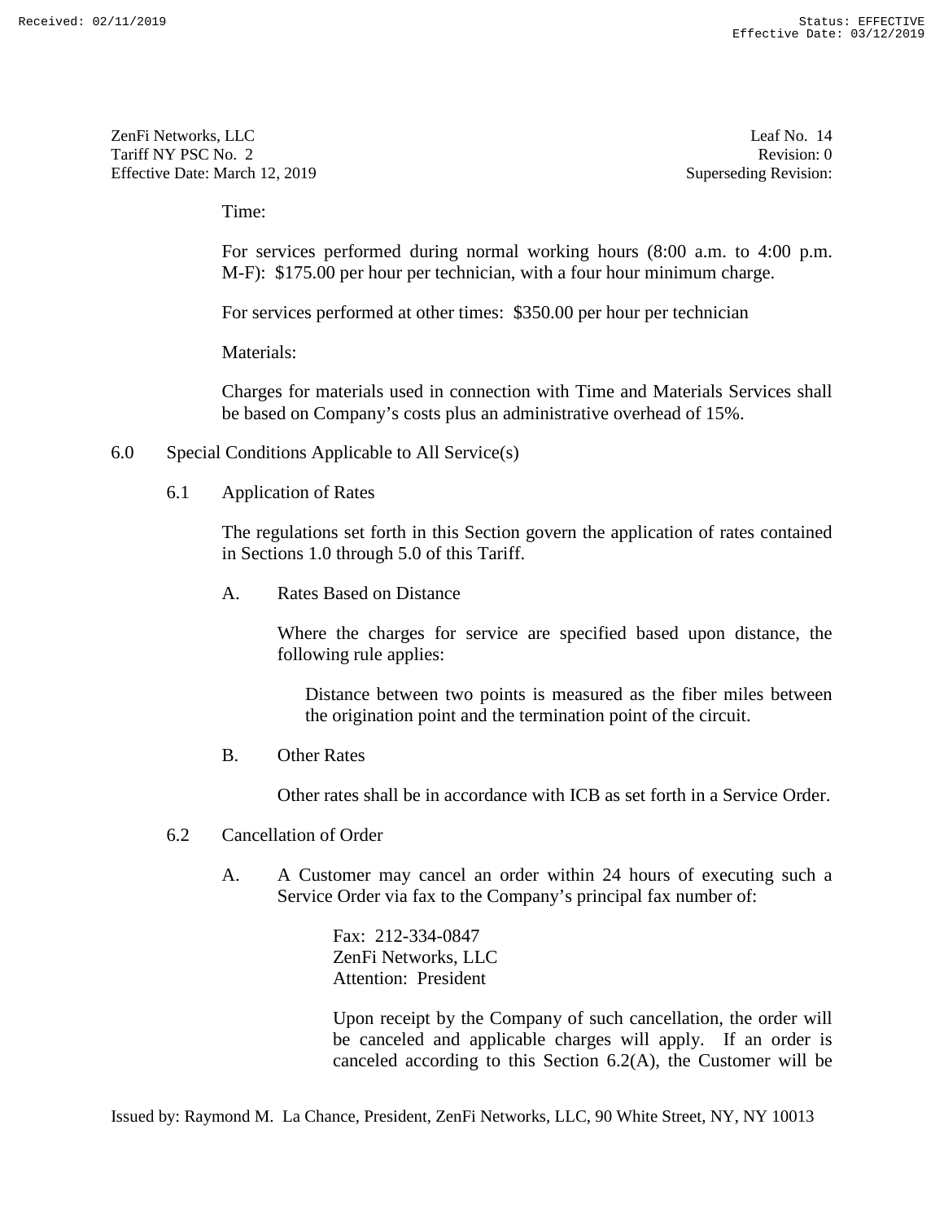Time:

For services performed during normal working hours (8:00 a.m. to 4:00 p.m. M-F): $175.00 per hour per technician, with a four hour minimum charge.

For services performed at other times: $350.00 per hour per technician

Materials:

Charges for materials used in connection with Time and Materials Services shall be based on Company's costs plus an administrative overhead of 15%.

## 6.0 Special Conditions Applicable to All Service(s)

### 6.1 Application of Rates

The regulations set forth in this Section govern the application of rates contained in Sections 1.0 through 5.0 of this Tariff.

A. Rates Based on Distance

Where the charges for service are specified based upon distance, the following rule applies:

> Distance between two points is measured as the fiber miles between the origination point and the termination point of the circuit.

B. Other Rates

Other rates shall be in accordance with ICB as set forth in a Service Order.

### 6.2 Cancellation of Order

A. A Customer may cancel an order within 24 hours of executing such a Service Order via fax to the Company's principal fax number of:

Fax: 212-334-0847
ZenFi Networks, LLC
Attention: President

Upon receipt by the Company of such cancellation, the order will be canceled and applicable charges will apply. If an order is canceled according to this Section 6.2(A), the Customer will be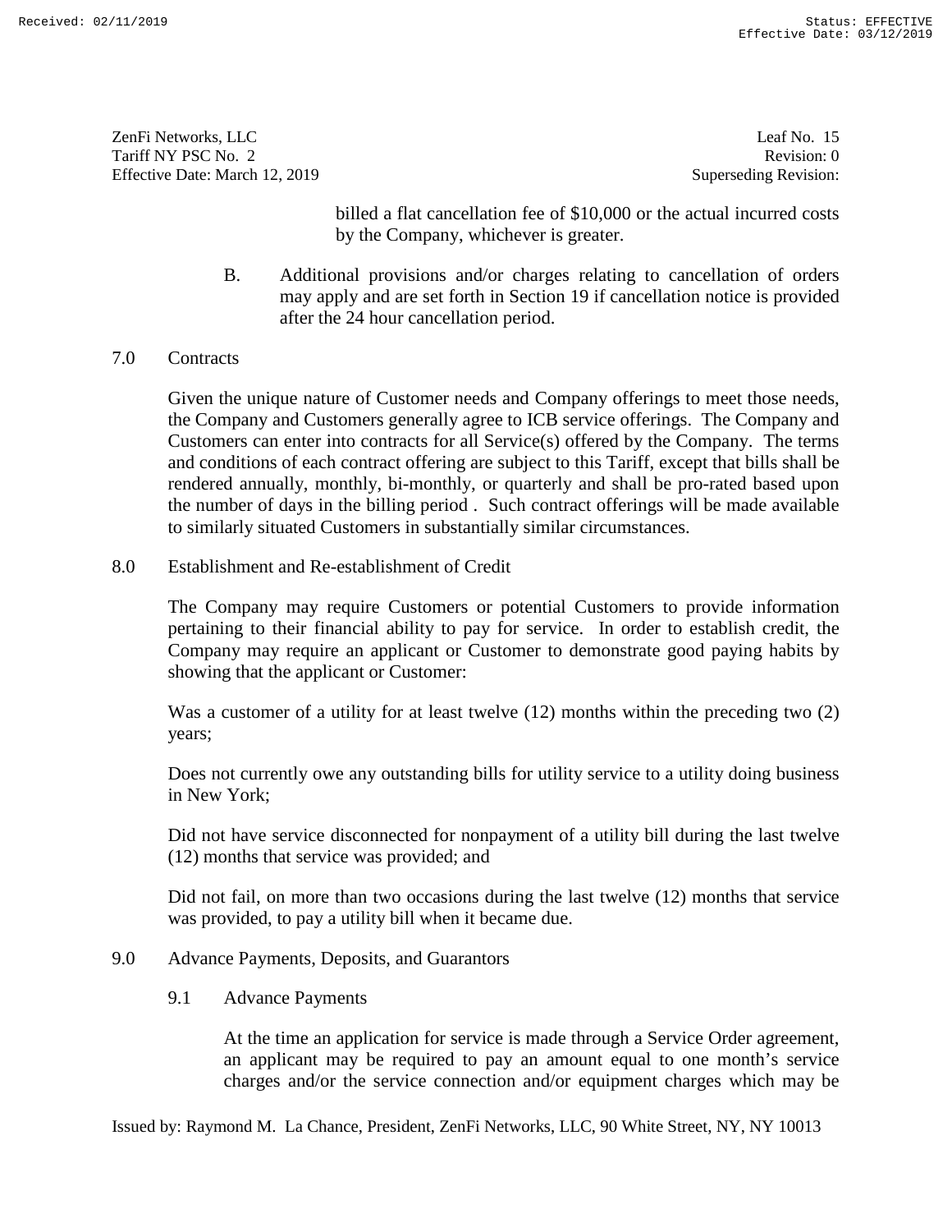billed a flat cancellation fee of $10,000 or the actual incurred costs by the Company, whichever is greater.

B. Additional provisions and/or charges relating to cancellation of orders may apply and are set forth in Section 19 if cancellation notice is provided after the 24 hour cancellation period.

## 7.0 Contracts

Given the unique nature of Customer needs and Company offerings to meet those needs, the Company and Customers generally agree to ICB service offerings. The Company and Customers can enter into contracts for all Service(s) offered by the Company. The terms and conditions of each contract offering are subject to this Tariff, except that bills shall be rendered annually, monthly, bi-monthly, or quarterly and shall be pro-rated based upon the number of days in the billing period . Such contract offerings will be made available to similarly situated Customers in substantially similar circumstances.

## 8.0 Establishment and Re-establishment of Credit

The Company may require Customers or potential Customers to provide information pertaining to their financial ability to pay for service. In order to establish credit, the Company may require an applicant or Customer to demonstrate good paying habits by showing that the applicant or Customer:

Was a customer of a utility for at least twelve (12) months within the preceding two (2) years;

Does not currently owe any outstanding bills for utility service to a utility doing business in New York;

Did not have service disconnected for nonpayment of a utility bill during the last twelve (12) months that service was provided; and

Did not fail, on more than two occasions during the last twelve (12) months that service was provided, to pay a utility bill when it became due.

## 9.0 Advance Payments, Deposits, and Guarantors

### 9.1 Advance Payments

At the time an application for service is made through a Service Order agreement, an applicant may be required to pay an amount equal to one month's service charges and/or the service connection and/or equipment charges which may be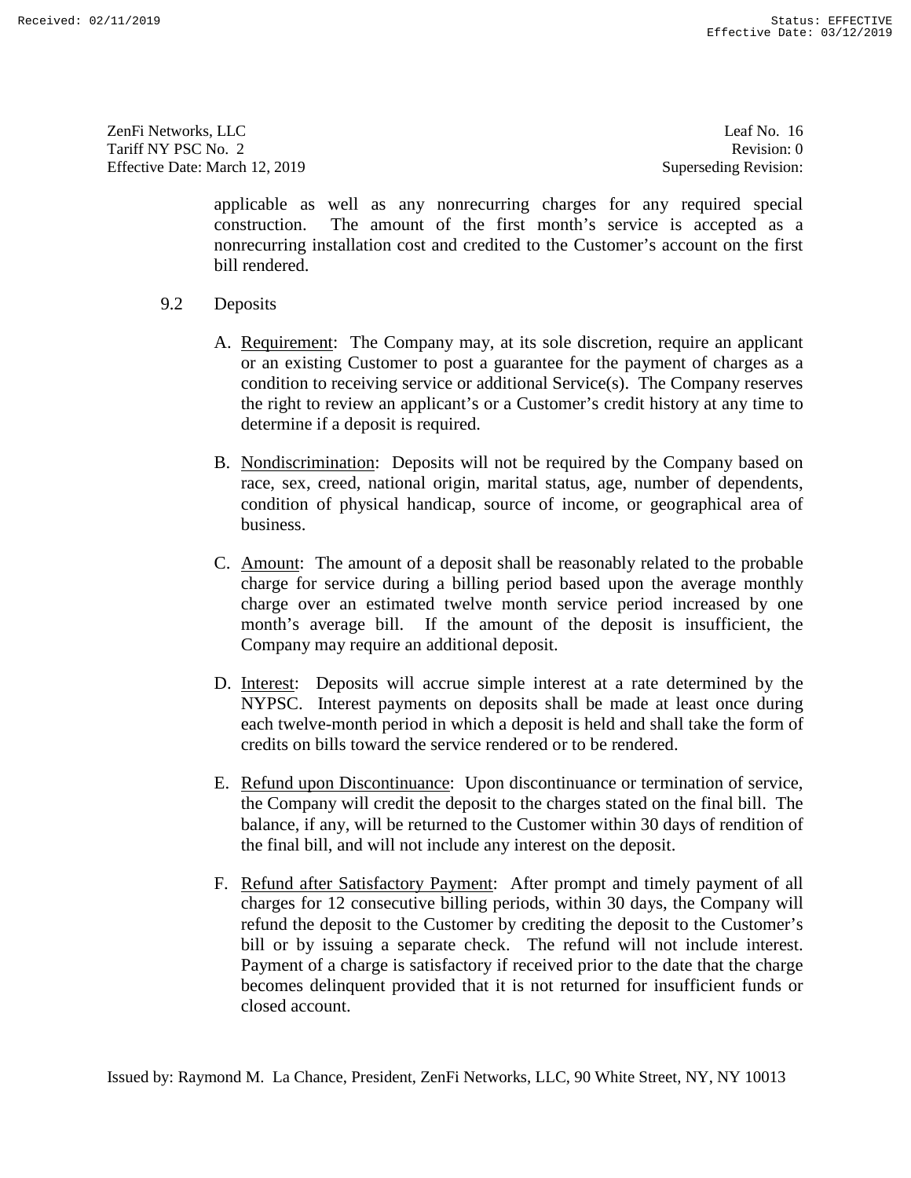applicable as well as any nonrecurring charges for any required special construction. The amount of the first month's service is accepted as a nonrecurring installation cost and credited to the Customer's account on the first bill rendered.

9.2 Deposits

A. Requirement: The Company may, at its sole discretion, require an applicant or an existing Customer to post a guarantee for the payment of charges as a condition to receiving service or additional Service(s). The Company reserves the right to review an applicant's or a Customer's credit history at any time to determine if a deposit is required.

B. Nondiscrimination: Deposits will not be required by the Company based on race, sex, creed, national origin, marital status, age, number of dependents, condition of physical handicap, source of income, or geographical area of business.

C. Amount: The amount of a deposit shall be reasonably related to the probable charge for service during a billing period based upon the average monthly charge over an estimated twelve month service period increased by one month's average bill. If the amount of the deposit is insufficient, the Company may require an additional deposit.

D. Interest: Deposits will accrue simple interest at a rate determined by the NYPSC. Interest payments on deposits shall be made at least once during each twelve-month period in which a deposit is held and shall take the form of credits on bills toward the service rendered or to be rendered.

E. Refund upon Discontinuance: Upon discontinuance or termination of service, the Company will credit the deposit to the charges stated on the final bill. The balance, if any, will be returned to the Customer within 30 days of rendition of the final bill, and will not include any interest on the deposit.

F. Refund after Satisfactory Payment: After prompt and timely payment of all charges for 12 consecutive billing periods, within 30 days, the Company will refund the deposit to the Customer by crediting the deposit to the Customer's bill or by issuing a separate check. The refund will not include interest. Payment of a charge is satisfactory if received prior to the date that the charge becomes delinquent provided that it is not returned for insufficient funds or closed account.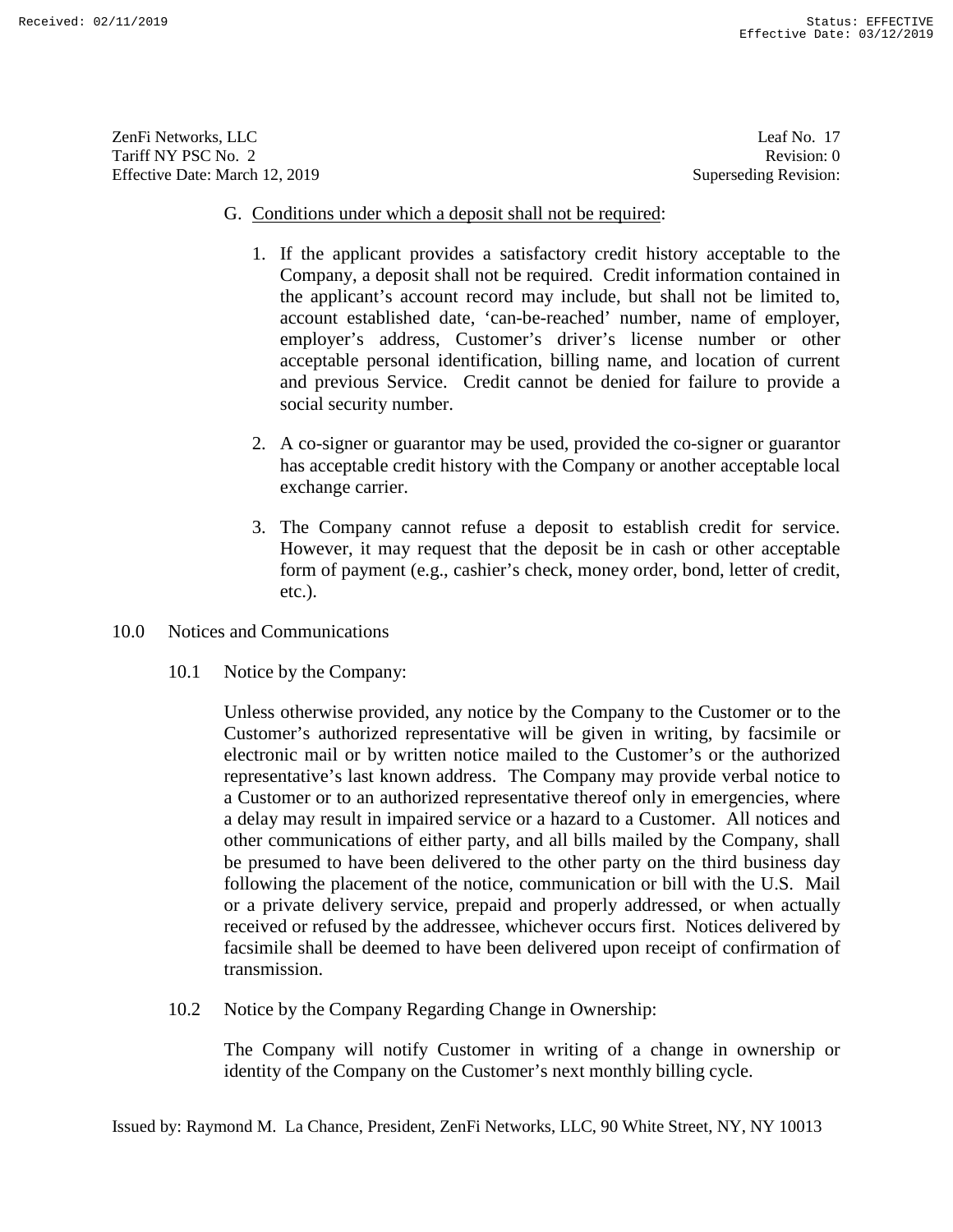G. Conditions under which a deposit shall not be required:

1. If the applicant provides a satisfactory credit history acceptable to the Company, a deposit shall not be required. Credit information contained in the applicant's account record may include, but shall not be limited to, account established date, 'can-be-reached' number, name of employer, employer's address, Customer's driver's license number or other acceptable personal identification, billing name, and location of current and previous Service. Credit cannot be denied for failure to provide a social security number.

2. A co-signer or guarantor may be used, provided the co-signer or guarantor has acceptable credit history with the Company or another acceptable local exchange carrier.

3. The Company cannot refuse a deposit to establish credit for service. However, it may request that the deposit be in cash or other acceptable form of payment (e.g., cashier's check, money order, bond, letter of credit, etc.).

## 10.0 Notices and Communications

### 10.1 Notice by the Company:

Unless otherwise provided, any notice by the Company to the Customer or to the Customer's authorized representative will be given in writing, by facsimile or electronic mail or by written notice mailed to the Customer's or the authorized representative's last known address. The Company may provide verbal notice to a Customer or to an authorized representative thereof only in emergencies, where a delay may result in impaired service or a hazard to a Customer. All notices and other communications of either party, and all bills mailed by the Company, shall be presumed to have been delivered to the other party on the third business day following the placement of the notice, communication or bill with the U.S. Mail or a private delivery service, prepaid and properly addressed, or when actually received or refused by the addressee, whichever occurs first. Notices delivered by facsimile shall be deemed to have been delivered upon receipt of confirmation of transmission.

### 10.2 Notice by the Company Regarding Change in Ownership:

The Company will notify Customer in writing of a change in ownership or identity of the Company on the Customer's next monthly billing cycle.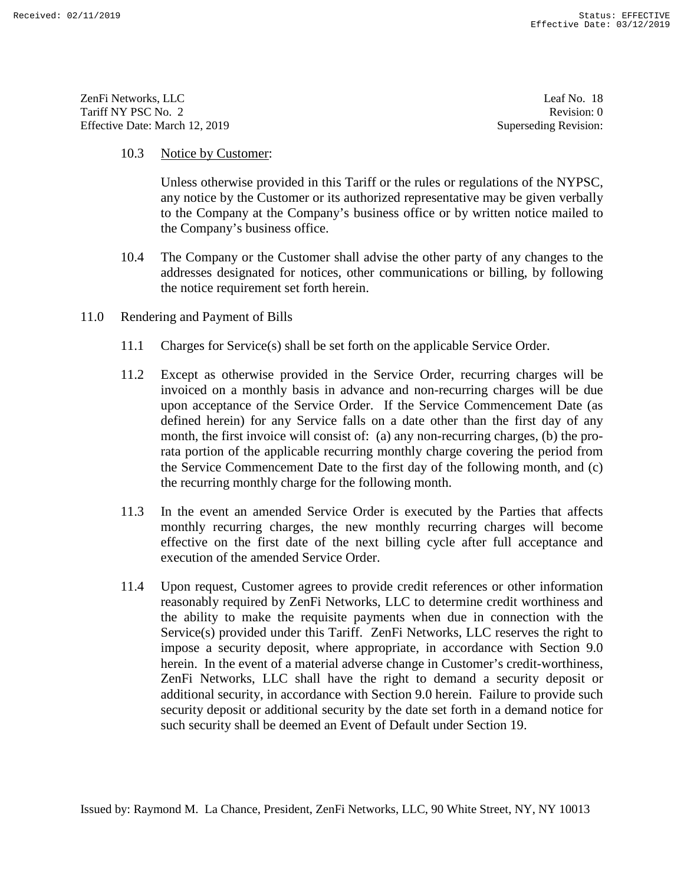10.3 Notice by Customer:

Unless otherwise provided in this Tariff or the rules or regulations of the NYPSC, any notice by the Customer or its authorized representative may be given verbally to the Company at the Company's business office or by written notice mailed to the Company's business office.

10.4 The Company or the Customer shall advise the other party of any changes to the addresses designated for notices, other communications or billing, by following the notice requirement set forth herein.

## 11.0 Rendering and Payment of Bills

11.1 Charges for Service(s) shall be set forth on the applicable Service Order.

11.2 Except as otherwise provided in the Service Order, recurring charges will be invoiced on a monthly basis in advance and non-recurring charges will be due upon acceptance of the Service Order. If the Service Commencement Date (as defined herein) for any Service falls on a date other than the first day of any month, the first invoice will consist of: (a) any non-recurring charges, (b) the pro-rata portion of the applicable recurring monthly charge covering the period from the Service Commencement Date to the first day of the following month, and (c) the recurring monthly charge for the following month.

11.3 In the event an amended Service Order is executed by the Parties that affects monthly recurring charges, the new monthly recurring charges will become effective on the first date of the next billing cycle after full acceptance and execution of the amended Service Order.

11.4 Upon request, Customer agrees to provide credit references or other information reasonably required by ZenFi Networks, LLC to determine credit worthiness and the ability to make the requisite payments when due in connection with the Service(s) provided under this Tariff. ZenFi Networks, LLC reserves the right to impose a security deposit, where appropriate, in accordance with Section 9.0 herein. In the event of a material adverse change in Customer's credit-worthiness, ZenFi Networks, LLC shall have the right to demand a security deposit or additional security, in accordance with Section 9.0 herein. Failure to provide such security deposit or additional security by the date set forth in a demand notice for such security shall be deemed an Event of Default under Section 19.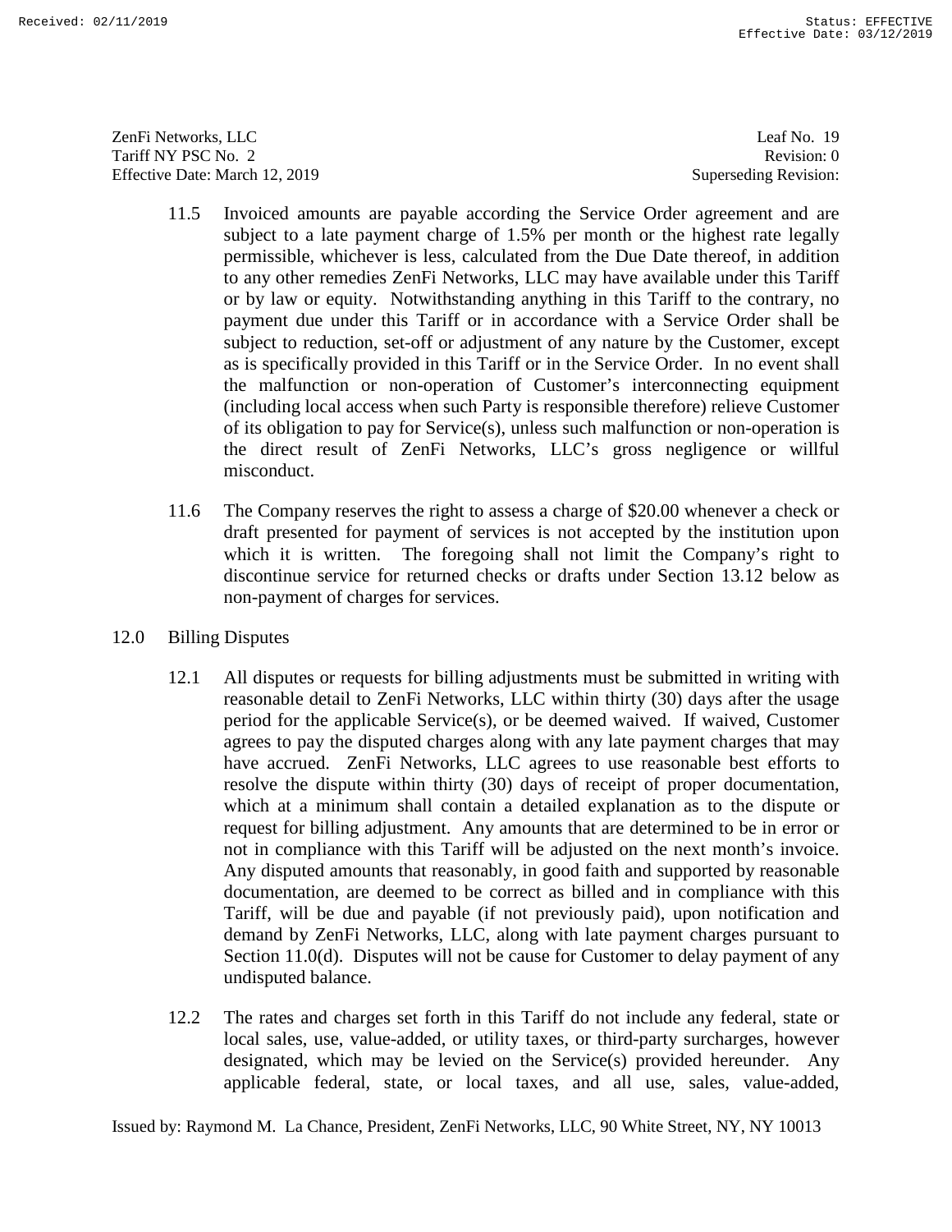11.5 Invoiced amounts are payable according the Service Order agreement and are subject to a late payment charge of 1.5% per month or the highest rate legally permissible, whichever is less, calculated from the Due Date thereof, in addition to any other remedies ZenFi Networks, LLC may have available under this Tariff or by law or equity. Notwithstanding anything in this Tariff to the contrary, no payment due under this Tariff or in accordance with a Service Order shall be subject to reduction, set-off or adjustment of any nature by the Customer, except as is specifically provided in this Tariff or in the Service Order. In no event shall the malfunction or non-operation of Customer's interconnecting equipment (including local access when such Party is responsible therefore) relieve Customer of its obligation to pay for Service(s), unless such malfunction or non-operation is the direct result of ZenFi Networks, LLC's gross negligence or willful misconduct.

11.6 The Company reserves the right to assess a charge of $20.00 whenever a check or draft presented for payment of services is not accepted by the institution upon which it is written. The foregoing shall not limit the Company's right to discontinue service for returned checks or drafts under Section 13.12 below as non-payment of charges for services.

## 12.0 Billing Disputes

12.1 All disputes or requests for billing adjustments must be submitted in writing with reasonable detail to ZenFi Networks, LLC within thirty (30) days after the usage period for the applicable Service(s), or be deemed waived. If waived, Customer agrees to pay the disputed charges along with any late payment charges that may have accrued. ZenFi Networks, LLC agrees to use reasonable best efforts to resolve the dispute within thirty (30) days of receipt of proper documentation, which at a minimum shall contain a detailed explanation as to the dispute or request for billing adjustment. Any amounts that are determined to be in error or not in compliance with this Tariff will be adjusted on the next month's invoice. Any disputed amounts that reasonably, in good faith and supported by reasonable documentation, are deemed to be correct as billed and in compliance with this Tariff, will be due and payable (if not previously paid), upon notification and demand by ZenFi Networks, LLC, along with late payment charges pursuant to Section 11.0(d). Disputes will not be cause for Customer to delay payment of any undisputed balance.

12.2 The rates and charges set forth in this Tariff do not include any federal, state or local sales, use, value-added, or utility taxes, or third-party surcharges, however designated, which may be levied on the Service(s) provided hereunder. Any applicable federal, state, or local taxes, and all use, sales, value-added,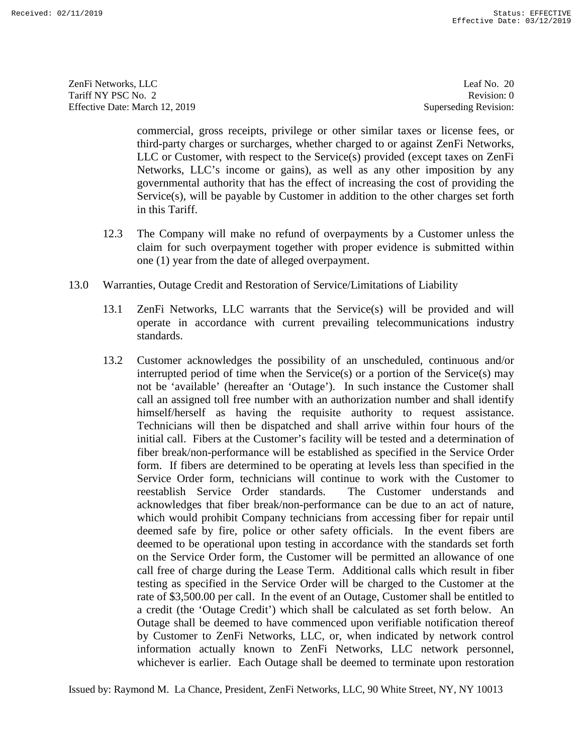commercial, gross receipts, privilege or other similar taxes or license fees, or third-party charges or surcharges, whether charged to or against ZenFi Networks, LLC or Customer, with respect to the Service(s) provided (except taxes on ZenFi Networks, LLC's income or gains), as well as any other imposition by any governmental authority that has the effect of increasing the cost of providing the Service(s), will be payable by Customer in addition to the other charges set forth in this Tariff.

12.3 The Company will make no refund of overpayments by a Customer unless the claim for such overpayment together with proper evidence is submitted within one (1) year from the date of alleged overpayment.

## 13.0 Warranties, Outage Credit and Restoration of Service/Limitations of Liability

13.1 ZenFi Networks, LLC warrants that the Service(s) will be provided and will operate in accordance with current prevailing telecommunications industry standards.

13.2 Customer acknowledges the possibility of an unscheduled, continuous and/or interrupted period of time when the Service(s) or a portion of the Service(s) may not be 'available' (hereafter an 'Outage'). In such instance the Customer shall call an assigned toll free number with an authorization number and shall identify himself/herself as having the requisite authority to request assistance. Technicians will then be dispatched and shall arrive within four hours of the initial call. Fibers at the Customer's facility will be tested and a determination of fiber break/non-performance will be established as specified in the Service Order form. If fibers are determined to be operating at levels less than specified in the Service Order form, technicians will continue to work with the Customer to reestablish Service Order standards. The Customer understands and acknowledges that fiber break/non-performance can be due to an act of nature, which would prohibit Company technicians from accessing fiber for repair until deemed safe by fire, police or other safety officials. In the event fibers are deemed to be operational upon testing in accordance with the standards set forth on the Service Order form, the Customer will be permitted an allowance of one call free of charge during the Lease Term. Additional calls which result in fiber testing as specified in the Service Order will be charged to the Customer at the rate of $3,500.00 per call. In the event of an Outage, Customer shall be entitled to a credit (the 'Outage Credit') which shall be calculated as set forth below. An Outage shall be deemed to have commenced upon verifiable notification thereof by Customer to ZenFi Networks, LLC, or, when indicated by network control information actually known to ZenFi Networks, LLC network personnel, whichever is earlier. Each Outage shall be deemed to terminate upon restoration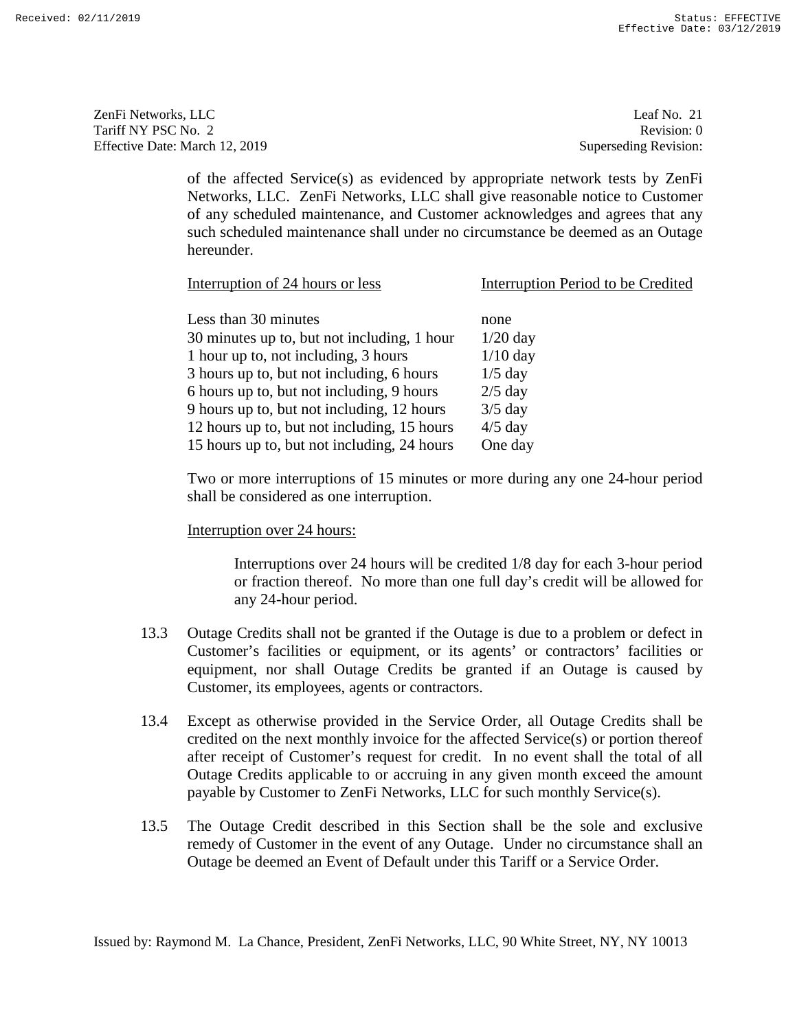of the affected Service(s) as evidenced by appropriate network tests by ZenFi Networks, LLC. ZenFi Networks, LLC shall give reasonable notice to Customer of any scheduled maintenance, and Customer acknowledges and agrees that any such scheduled maintenance shall under no circumstance be deemed as an Outage hereunder.

| Interruption of 24 hours or less | Interruption Period to be Credited |
|---|---|
| Less than 30 minutes | none |
| 30 minutes up to, but not including, 1 hour | 1/20 day |
| 1 hour up to, not including, 3 hours | 1/10 day |
| 3 hours up to, but not including, 6 hours | 1/5 day |
| 6 hours up to, but not including, 9 hours | 2/5 day |
| 9 hours up to, but not including, 12 hours | 3/5 day |
| 12 hours up to, but not including, 15 hours | 4/5 day |
| 15 hours up to, but not including, 24 hours | One day |

Two or more interruptions of 15 minutes or more during any one 24-hour period shall be considered as one interruption.

Interruption over 24 hours:

> Interruptions over 24 hours will be credited 1/8 day for each 3-hour period or fraction thereof. No more than one full day's credit will be allowed for any 24-hour period.

13.3 Outage Credits shall not be granted if the Outage is due to a problem or defect in Customer's facilities or equipment, or its agents' or contractors' facilities or equipment, nor shall Outage Credits be granted if an Outage is caused by Customer, its employees, agents or contractors.

13.4 Except as otherwise provided in the Service Order, all Outage Credits shall be credited on the next monthly invoice for the affected Service(s) or portion thereof after receipt of Customer's request for credit. In no event shall the total of all Outage Credits applicable to or accruing in any given month exceed the amount payable by Customer to ZenFi Networks, LLC for such monthly Service(s).

13.5 The Outage Credit described in this Section shall be the sole and exclusive remedy of Customer in the event of any Outage. Under no circumstance shall an Outage be deemed an Event of Default under this Tariff or a Service Order.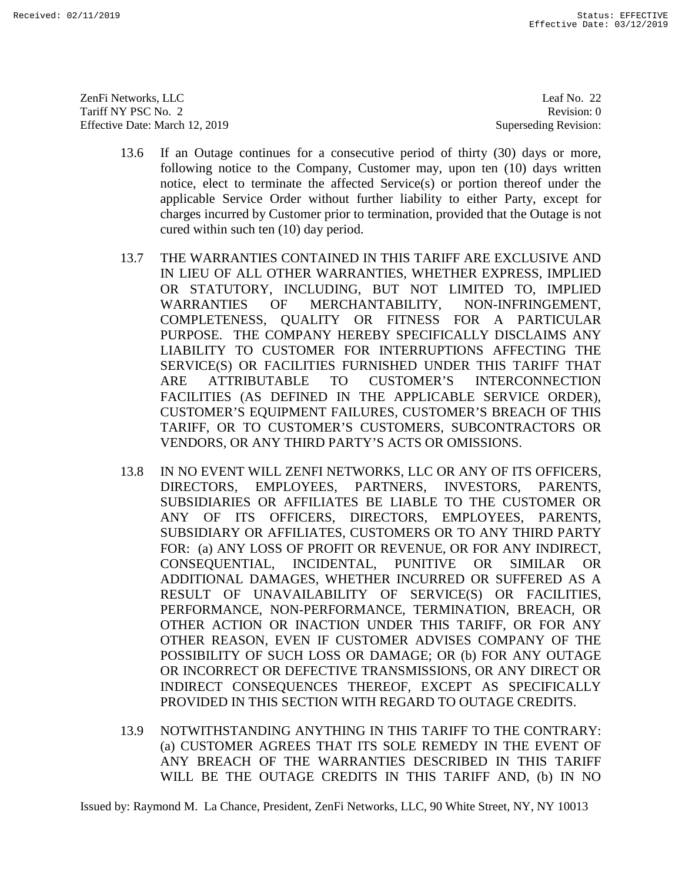13.6 If an Outage continues for a consecutive period of thirty (30) days or more, following notice to the Company, Customer may, upon ten (10) days written notice, elect to terminate the affected Service(s) or portion thereof under the applicable Service Order without further liability to either Party, except for charges incurred by Customer prior to termination, provided that the Outage is not cured within such ten (10) day period.

13.7 THE WARRANTIES CONTAINED IN THIS TARIFF ARE EXCLUSIVE AND IN LIEU OF ALL OTHER WARRANTIES, WHETHER EXPRESS, IMPLIED OR STATUTORY, INCLUDING, BUT NOT LIMITED TO, IMPLIED WARRANTIES OF MERCHANTABILITY, NON-INFRINGEMENT, COMPLETENESS, QUALITY OR FITNESS FOR A PARTICULAR PURPOSE. THE COMPANY HEREBY SPECIFICALLY DISCLAIMS ANY LIABILITY TO CUSTOMER FOR INTERRUPTIONS AFFECTING THE SERVICE(S) OR FACILITIES FURNISHED UNDER THIS TARIFF THAT ARE ATTRIBUTABLE TO CUSTOMER'S INTERCONNECTION FACILITIES (AS DEFINED IN THE APPLICABLE SERVICE ORDER), CUSTOMER'S EQUIPMENT FAILURES, CUSTOMER'S BREACH OF THIS TARIFF, OR TO CUSTOMER'S CUSTOMERS, SUBCONTRACTORS OR VENDORS, OR ANY THIRD PARTY'S ACTS OR OMISSIONS.

13.8 IN NO EVENT WILL ZENFI NETWORKS, LLC OR ANY OF ITS OFFICERS, DIRECTORS, EMPLOYEES, PARTNERS, INVESTORS, PARENTS, SUBSIDIARIES OR AFFILIATES BE LIABLE TO THE CUSTOMER OR ANY OF ITS OFFICERS, DIRECTORS, EMPLOYEES, PARENTS, SUBSIDIARY OR AFFILIATES, CUSTOMERS OR TO ANY THIRD PARTY FOR: (a) ANY LOSS OF PROFIT OR REVENUE, OR FOR ANY INDIRECT, CONSEQUENTIAL, INCIDENTAL, PUNITIVE OR SIMILAR OR ADDITIONAL DAMAGES, WHETHER INCURRED OR SUFFERED AS A RESULT OF UNAVAILABILITY OF SERVICE(S) OR FACILITIES, PERFORMANCE, NON-PERFORMANCE, TERMINATION, BREACH, OR OTHER ACTION OR INACTION UNDER THIS TARIFF, OR FOR ANY OTHER REASON, EVEN IF CUSTOMER ADVISES COMPANY OF THE POSSIBILITY OF SUCH LOSS OR DAMAGE; OR (b) FOR ANY OUTAGE OR INCORRECT OR DEFECTIVE TRANSMISSIONS, OR ANY DIRECT OR INDIRECT CONSEQUENCES THEREOF, EXCEPT AS SPECIFICALLY PROVIDED IN THIS SECTION WITH REGARD TO OUTAGE CREDITS.

13.9 NOTWITHSTANDING ANYTHING IN THIS TARIFF TO THE CONTRARY: (a) CUSTOMER AGREES THAT ITS SOLE REMEDY IN THE EVENT OF ANY BREACH OF THE WARRANTIES DESCRIBED IN THIS TARIFF WILL BE THE OUTAGE CREDITS IN THIS TARIFF AND, (b) IN NO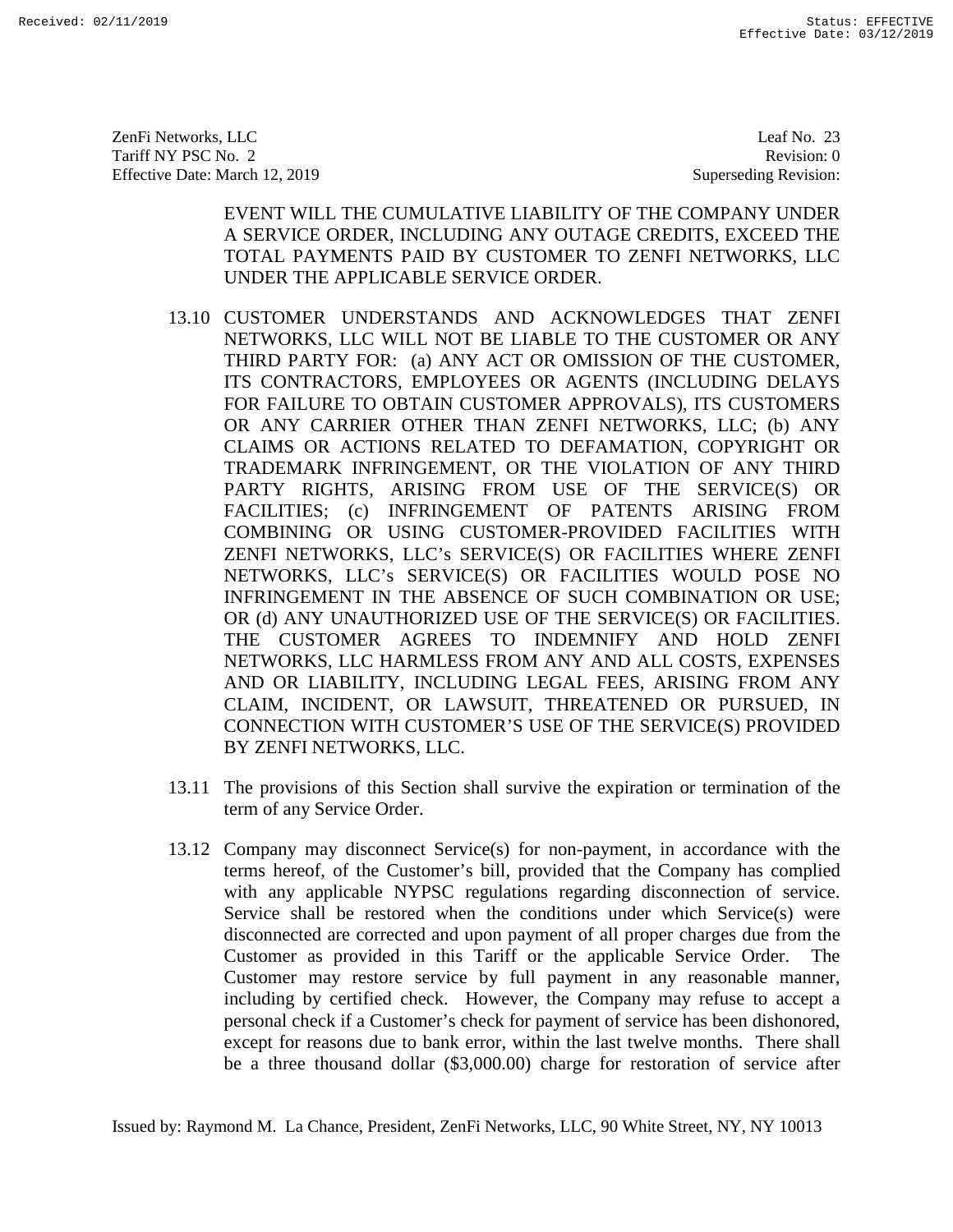EVENT WILL THE CUMULATIVE LIABILITY OF THE COMPANY UNDER A SERVICE ORDER, INCLUDING ANY OUTAGE CREDITS, EXCEED THE TOTAL PAYMENTS PAID BY CUSTOMER TO ZENFI NETWORKS, LLC UNDER THE APPLICABLE SERVICE ORDER.

13.10 CUSTOMER UNDERSTANDS AND ACKNOWLEDGES THAT ZENFI NETWORKS, LLC WILL NOT BE LIABLE TO THE CUSTOMER OR ANY THIRD PARTY FOR: (a) ANY ACT OR OMISSION OF THE CUSTOMER, ITS CONTRACTORS, EMPLOYEES OR AGENTS (INCLUDING DELAYS FOR FAILURE TO OBTAIN CUSTOMER APPROVALS), ITS CUSTOMERS OR ANY CARRIER OTHER THAN ZENFI NETWORKS, LLC; (b) ANY CLAIMS OR ACTIONS RELATED TO DEFAMATION, COPYRIGHT OR TRADEMARK INFRINGEMENT, OR THE VIOLATION OF ANY THIRD PARTY RIGHTS, ARISING FROM USE OF THE SERVICE(S) OR FACILITIES; (c) INFRINGEMENT OF PATENTS ARISING FROM COMBINING OR USING CUSTOMER-PROVIDED FACILITIES WITH ZENFI NETWORKS, LLC's SERVICE(S) OR FACILITIES WHERE ZENFI NETWORKS, LLC's SERVICE(S) OR FACILITIES WOULD POSE NO INFRINGEMENT IN THE ABSENCE OF SUCH COMBINATION OR USE; OR (d) ANY UNAUTHORIZED USE OF THE SERVICE(S) OR FACILITIES. THE CUSTOMER AGREES TO INDEMNIFY AND HOLD ZENFI NETWORKS, LLC HARMLESS FROM ANY AND ALL COSTS, EXPENSES AND OR LIABILITY, INCLUDING LEGAL FEES, ARISING FROM ANY CLAIM, INCIDENT, OR LAWSUIT, THREATENED OR PURSUED, IN CONNECTION WITH CUSTOMER'S USE OF THE SERVICE(S) PROVIDED BY ZENFI NETWORKS, LLC.

13.11 The provisions of this Section shall survive the expiration or termination of the term of any Service Order.

13.12 Company may disconnect Service(s) for non-payment, in accordance with the terms hereof, of the Customer's bill, provided that the Company has complied with any applicable NYPSC regulations regarding disconnection of service. Service shall be restored when the conditions under which Service(s) were disconnected are corrected and upon payment of all proper charges due from the Customer as provided in this Tariff or the applicable Service Order. The Customer may restore service by full payment in any reasonable manner, including by certified check. However, the Company may refuse to accept a personal check if a Customer's check for payment of service has been dishonored, except for reasons due to bank error, within the last twelve months. There shall be a three thousand dollar ($3,000.00) charge for restoration of service after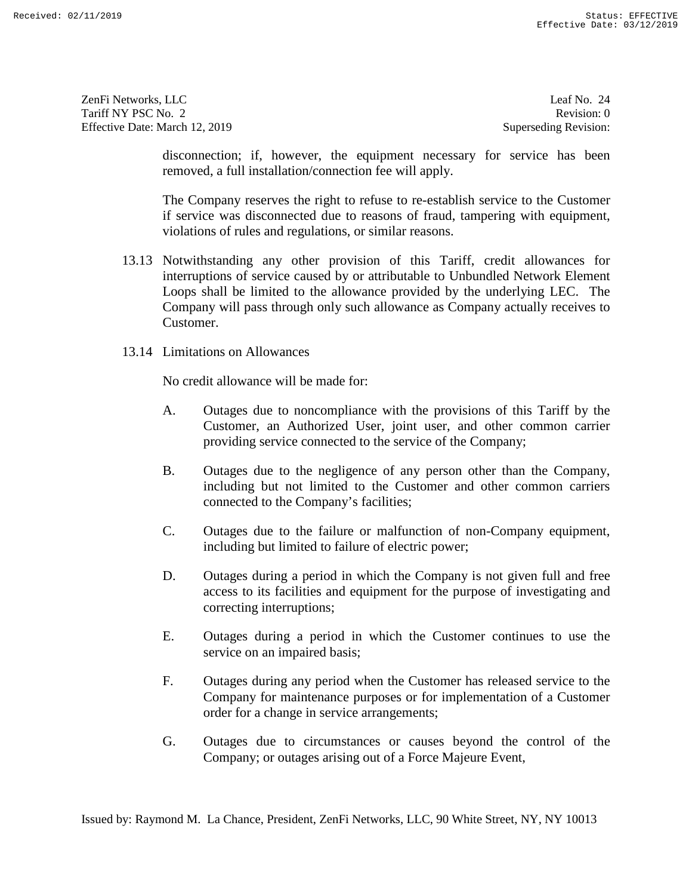disconnection; if, however, the equipment necessary for service has been removed, a full installation/connection fee will apply.

The Company reserves the right to refuse to re-establish service to the Customer if service was disconnected due to reasons of fraud, tampering with equipment, violations of rules and regulations, or similar reasons.

13.13 Notwithstanding any other provision of this Tariff, credit allowances for interruptions of service caused by or attributable to Unbundled Network Element Loops shall be limited to the allowance provided by the underlying LEC. The Company will pass through only such allowance as Company actually receives to Customer.

13.14 Limitations on Allowances

No credit allowance will be made for:

A. Outages due to noncompliance with the provisions of this Tariff by the Customer, an Authorized User, joint user, and other common carrier providing service connected to the service of the Company;

B. Outages due to the negligence of any person other than the Company, including but not limited to the Customer and other common carriers connected to the Company's facilities;

C. Outages due to the failure or malfunction of non-Company equipment, including but limited to failure of electric power;

D. Outages during a period in which the Company is not given full and free access to its facilities and equipment for the purpose of investigating and correcting interruptions;

E. Outages during a period in which the Customer continues to use the service on an impaired basis;

F. Outages during any period when the Customer has released service to the Company for maintenance purposes or for implementation of a Customer order for a change in service arrangements;

G. Outages due to circumstances or causes beyond the control of the Company; or outages arising out of a Force Majeure Event,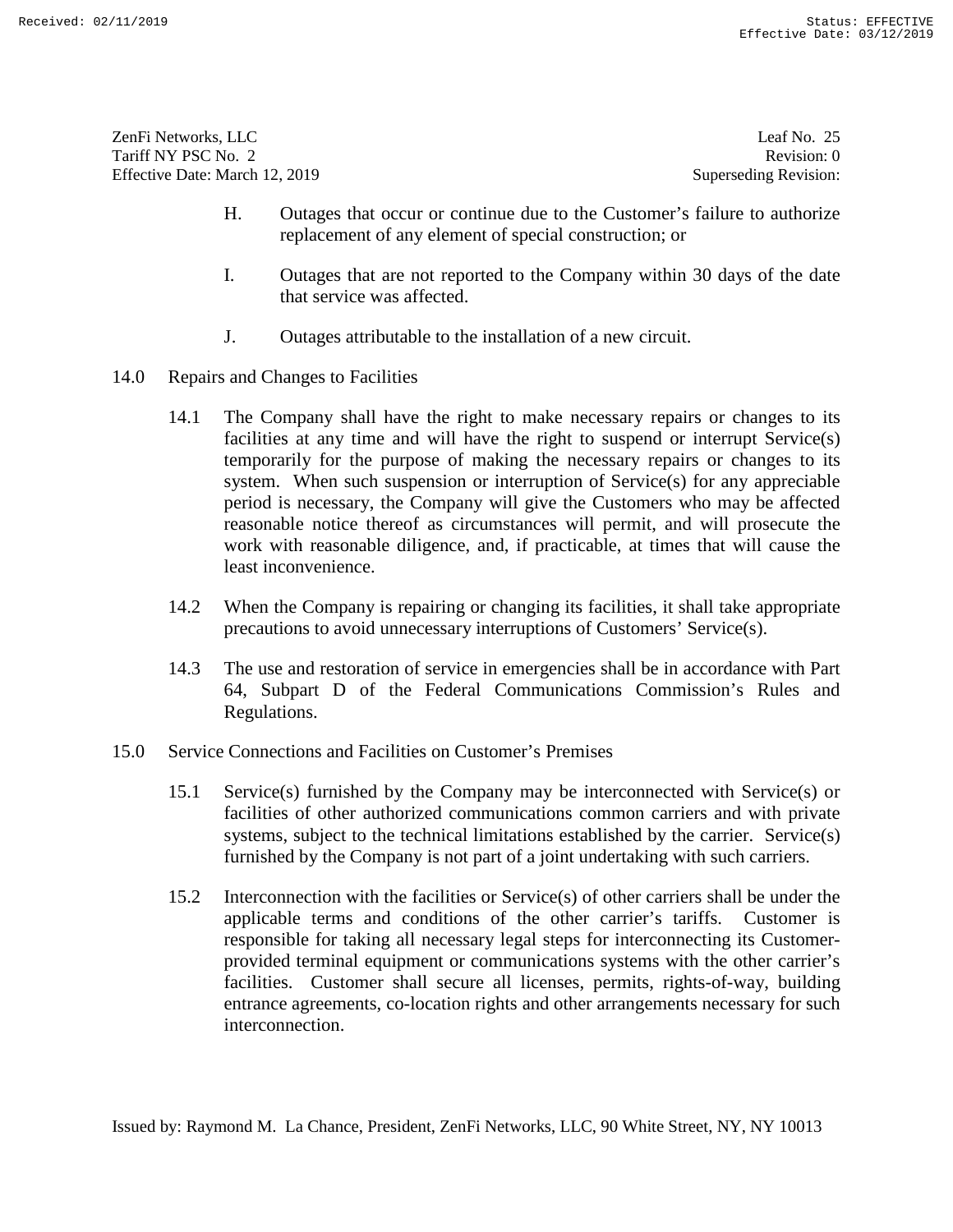H. Outages that occur or continue due to the Customer's failure to authorize replacement of any element of special construction; or

I. Outages that are not reported to the Company within 30 days of the date that service was affected.

J. Outages attributable to the installation of a new circuit.

## 14.0 Repairs and Changes to Facilities

14.1 The Company shall have the right to make necessary repairs or changes to its facilities at any time and will have the right to suspend or interrupt Service(s) temporarily for the purpose of making the necessary repairs or changes to its system. When such suspension or interruption of Service(s) for any appreciable period is necessary, the Company will give the Customers who may be affected reasonable notice thereof as circumstances will permit, and will prosecute the work with reasonable diligence, and, if practicable, at times that will cause the least inconvenience.

14.2 When the Company is repairing or changing its facilities, it shall take appropriate precautions to avoid unnecessary interruptions of Customers' Service(s).

14.3 The use and restoration of service in emergencies shall be in accordance with Part 64, Subpart D of the Federal Communications Commission's Rules and Regulations.

## 15.0 Service Connections and Facilities on Customer's Premises

15.1 Service(s) furnished by the Company may be interconnected with Service(s) or facilities of other authorized communications common carriers and with private systems, subject to the technical limitations established by the carrier. Service(s) furnished by the Company is not part of a joint undertaking with such carriers.

15.2 Interconnection with the facilities or Service(s) of other carriers shall be under the applicable terms and conditions of the other carrier's tariffs. Customer is responsible for taking all necessary legal steps for interconnecting its Customer-provided terminal equipment or communications systems with the other carrier's facilities. Customer shall secure all licenses, permits, rights-of-way, building entrance agreements, co-location rights and other arrangements necessary for such interconnection.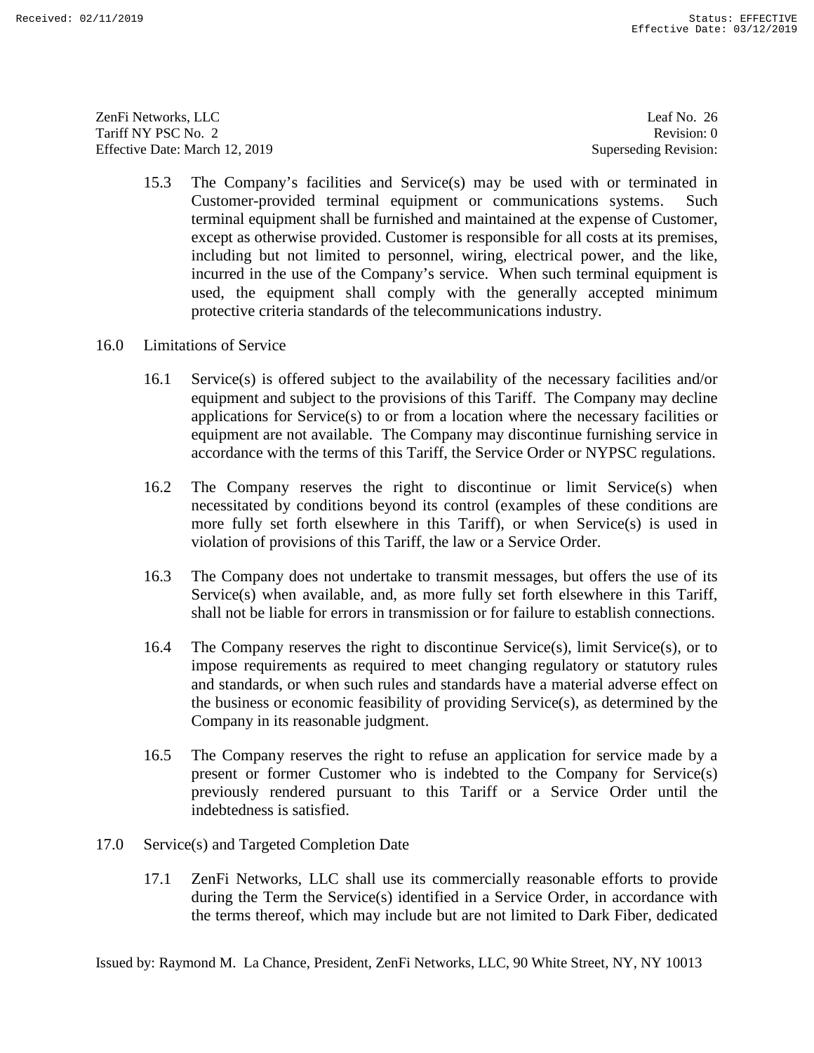15.3 The Company's facilities and Service(s) may be used with or terminated in Customer-provided terminal equipment or communications systems. Such terminal equipment shall be furnished and maintained at the expense of Customer, except as otherwise provided. Customer is responsible for all costs at its premises, including but not limited to personnel, wiring, electrical power, and the like, incurred in the use of the Company's service. When such terminal equipment is used, the equipment shall comply with the generally accepted minimum protective criteria standards of the telecommunications industry.

## 16.0 Limitations of Service

16.1 Service(s) is offered subject to the availability of the necessary facilities and/or equipment and subject to the provisions of this Tariff. The Company may decline applications for Service(s) to or from a location where the necessary facilities or equipment are not available. The Company may discontinue furnishing service in accordance with the terms of this Tariff, the Service Order or NYPSC regulations.

16.2 The Company reserves the right to discontinue or limit Service(s) when necessitated by conditions beyond its control (examples of these conditions are more fully set forth elsewhere in this Tariff), or when Service(s) is used in violation of provisions of this Tariff, the law or a Service Order.

16.3 The Company does not undertake to transmit messages, but offers the use of its Service(s) when available, and, as more fully set forth elsewhere in this Tariff, shall not be liable for errors in transmission or for failure to establish connections.

16.4 The Company reserves the right to discontinue Service(s), limit Service(s), or to impose requirements as required to meet changing regulatory or statutory rules and standards, or when such rules and standards have a material adverse effect on the business or economic feasibility of providing Service(s), as determined by the Company in its reasonable judgment.

16.5 The Company reserves the right to refuse an application for service made by a present or former Customer who is indebted to the Company for Service(s) previously rendered pursuant to this Tariff or a Service Order until the indebtedness is satisfied.

## 17.0 Service(s) and Targeted Completion Date

17.1 ZenFi Networks, LLC shall use its commercially reasonable efforts to provide during the Term the Service(s) identified in a Service Order, in accordance with the terms thereof, which may include but are not limited to Dark Fiber, dedicated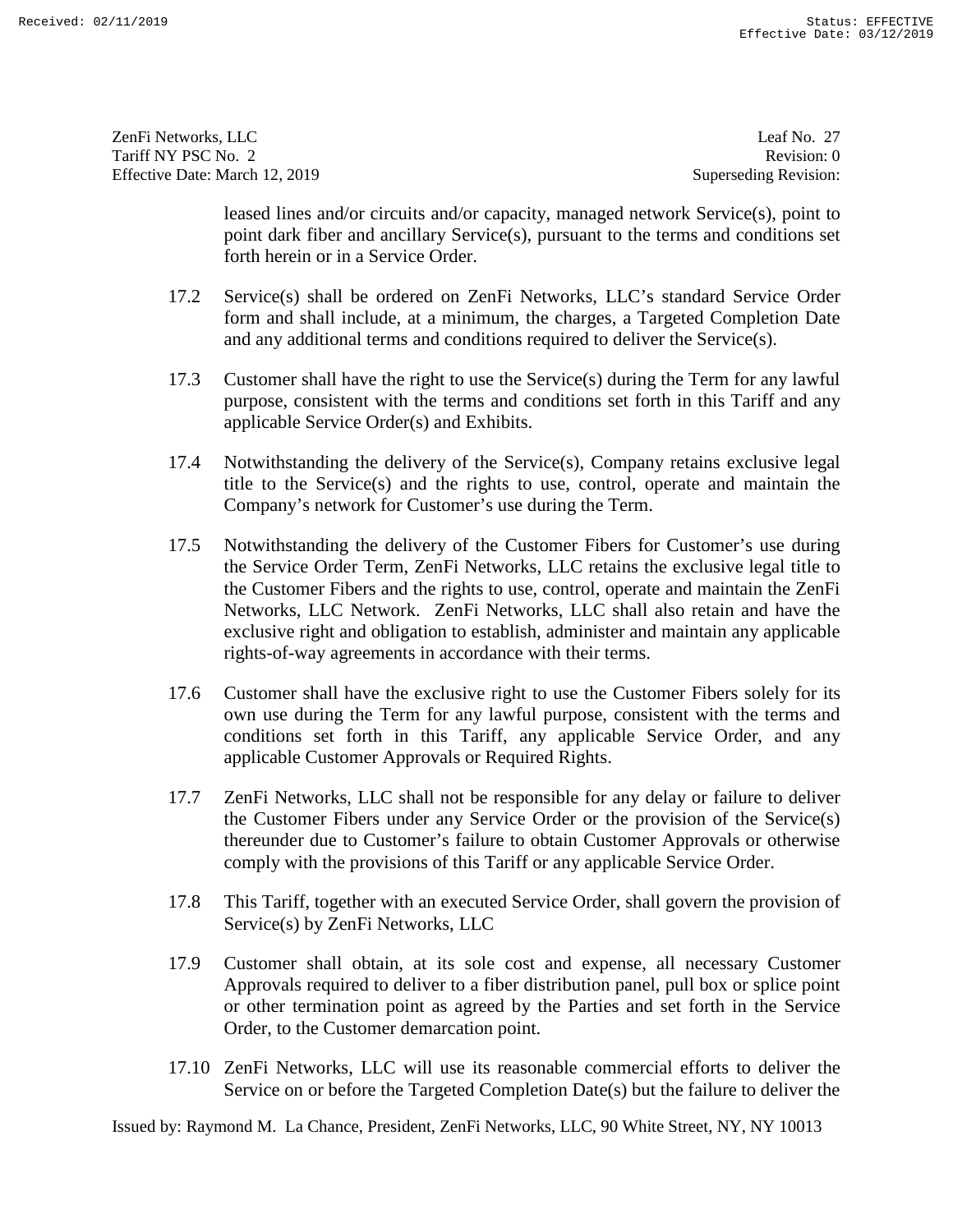leased lines and/or circuits and/or capacity, managed network Service(s), point to point dark fiber and ancillary Service(s), pursuant to the terms and conditions set forth herein or in a Service Order.

17.2 Service(s) shall be ordered on ZenFi Networks, LLC's standard Service Order form and shall include, at a minimum, the charges, a Targeted Completion Date and any additional terms and conditions required to deliver the Service(s).

17.3 Customer shall have the right to use the Service(s) during the Term for any lawful purpose, consistent with the terms and conditions set forth in this Tariff and any applicable Service Order(s) and Exhibits.

17.4 Notwithstanding the delivery of the Service(s), Company retains exclusive legal title to the Service(s) and the rights to use, control, operate and maintain the Company's network for Customer's use during the Term.

17.5 Notwithstanding the delivery of the Customer Fibers for Customer's use during the Service Order Term, ZenFi Networks, LLC retains the exclusive legal title to the Customer Fibers and the rights to use, control, operate and maintain the ZenFi Networks, LLC Network. ZenFi Networks, LLC shall also retain and have the exclusive right and obligation to establish, administer and maintain any applicable rights-of-way agreements in accordance with their terms.

17.6 Customer shall have the exclusive right to use the Customer Fibers solely for its own use during the Term for any lawful purpose, consistent with the terms and conditions set forth in this Tariff, any applicable Service Order, and any applicable Customer Approvals or Required Rights.

17.7 ZenFi Networks, LLC shall not be responsible for any delay or failure to deliver the Customer Fibers under any Service Order or the provision of the Service(s) thereunder due to Customer's failure to obtain Customer Approvals or otherwise comply with the provisions of this Tariff or any applicable Service Order.

17.8 This Tariff, together with an executed Service Order, shall govern the provision of Service(s) by ZenFi Networks, LLC

17.9 Customer shall obtain, at its sole cost and expense, all necessary Customer Approvals required to deliver to a fiber distribution panel, pull box or splice point or other termination point as agreed by the Parties and set forth in the Service Order, to the Customer demarcation point.

17.10 ZenFi Networks, LLC will use its reasonable commercial efforts to deliver the Service on or before the Targeted Completion Date(s) but the failure to deliver the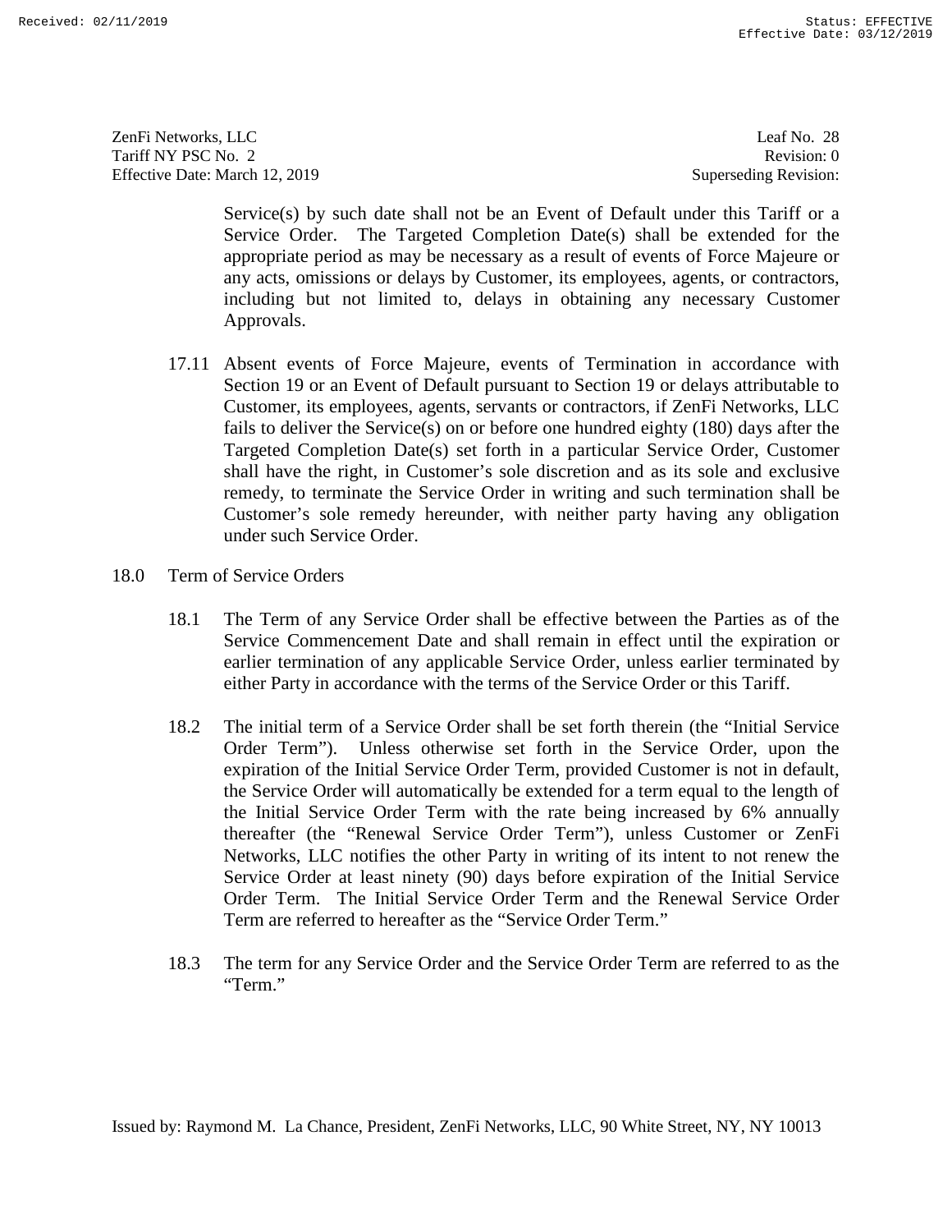Service(s) by such date shall not be an Event of Default under this Tariff or a Service Order. The Targeted Completion Date(s) shall be extended for the appropriate period as may be necessary as a result of events of Force Majeure or any acts, omissions or delays by Customer, its employees, agents, or contractors, including but not limited to, delays in obtaining any necessary Customer Approvals.

17.11 Absent events of Force Majeure, events of Termination in accordance with Section 19 or an Event of Default pursuant to Section 19 or delays attributable to Customer, its employees, agents, servants or contractors, if ZenFi Networks, LLC fails to deliver the Service(s) on or before one hundred eighty (180) days after the Targeted Completion Date(s) set forth in a particular Service Order, Customer shall have the right, in Customer's sole discretion and as its sole and exclusive remedy, to terminate the Service Order in writing and such termination shall be Customer's sole remedy hereunder, with neither party having any obligation under such Service Order.

## 18.0 Term of Service Orders

18.1 The Term of any Service Order shall be effective between the Parties as of the Service Commencement Date and shall remain in effect until the expiration or earlier termination of any applicable Service Order, unless earlier terminated by either Party in accordance with the terms of the Service Order or this Tariff.

18.2 The initial term of a Service Order shall be set forth therein (the "Initial Service Order Term"). Unless otherwise set forth in the Service Order, upon the expiration of the Initial Service Order Term, provided Customer is not in default, the Service Order will automatically be extended for a term equal to the length of the Initial Service Order Term with the rate being increased by 6% annually thereafter (the "Renewal Service Order Term"), unless Customer or ZenFi Networks, LLC notifies the other Party in writing of its intent to not renew the Service Order at least ninety (90) days before expiration of the Initial Service Order Term. The Initial Service Order Term and the Renewal Service Order Term are referred to hereafter as the "Service Order Term."

18.3 The term for any Service Order and the Service Order Term are referred to as the "Term."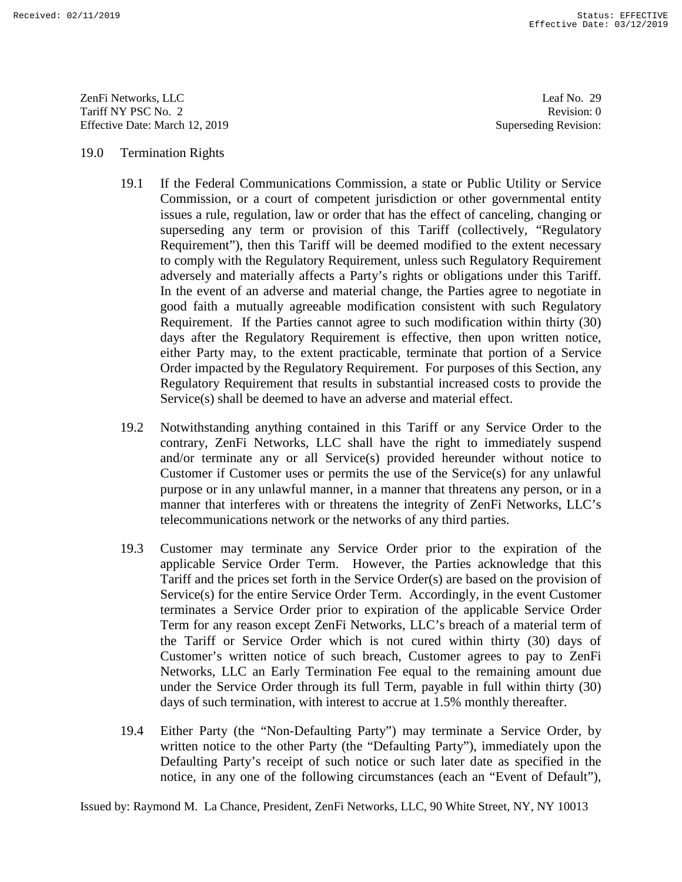## 19.0 Termination Rights

19.1 If the Federal Communications Commission, a state or Public Utility or Service Commission, or a court of competent jurisdiction or other governmental entity issues a rule, regulation, law or order that has the effect of canceling, changing or superseding any term or provision of this Tariff (collectively, "Regulatory Requirement"), then this Tariff will be deemed modified to the extent necessary to comply with the Regulatory Requirement, unless such Regulatory Requirement adversely and materially affects a Party's rights or obligations under this Tariff. In the event of an adverse and material change, the Parties agree to negotiate in good faith a mutually agreeable modification consistent with such Regulatory Requirement. If the Parties cannot agree to such modification within thirty (30) days after the Regulatory Requirement is effective, then upon written notice, either Party may, to the extent practicable, terminate that portion of a Service Order impacted by the Regulatory Requirement. For purposes of this Section, any Regulatory Requirement that results in substantial increased costs to provide the Service(s) shall be deemed to have an adverse and material effect.

19.2 Notwithstanding anything contained in this Tariff or any Service Order to the contrary, ZenFi Networks, LLC shall have the right to immediately suspend and/or terminate any or all Service(s) provided hereunder without notice to Customer if Customer uses or permits the use of the Service(s) for any unlawful purpose or in any unlawful manner, in a manner that threatens any person, or in a manner that interferes with or threatens the integrity of ZenFi Networks, LLC's telecommunications network or the networks of any third parties.

19.3 Customer may terminate any Service Order prior to the expiration of the applicable Service Order Term. However, the Parties acknowledge that this Tariff and the prices set forth in the Service Order(s) are based on the provision of Service(s) for the entire Service Order Term. Accordingly, in the event Customer terminates a Service Order prior to expiration of the applicable Service Order Term for any reason except ZenFi Networks, LLC's breach of a material term of the Tariff or Service Order which is not cured within thirty (30) days of Customer's written notice of such breach, Customer agrees to pay to ZenFi Networks, LLC an Early Termination Fee equal to the remaining amount due under the Service Order through its full Term, payable in full within thirty (30) days of such termination, with interest to accrue at 1.5% monthly thereafter.

19.4 Either Party (the "Non-Defaulting Party") may terminate a Service Order, by written notice to the other Party (the "Defaulting Party"), immediately upon the Defaulting Party's receipt of such notice or such later date as specified in the notice, in any one of the following circumstances (each an "Event of Default"),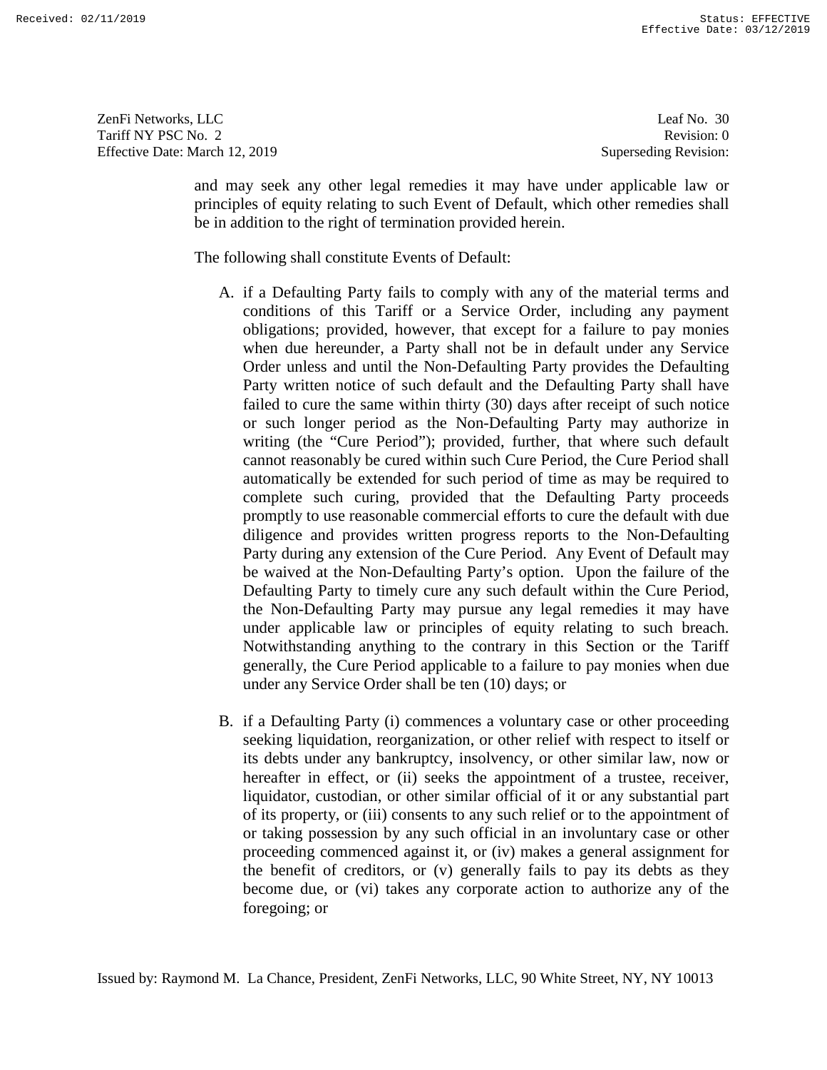and may seek any other legal remedies it may have under applicable law or principles of equity relating to such Event of Default, which other remedies shall be in addition to the right of termination provided herein.

The following shall constitute Events of Default:

A. if a Defaulting Party fails to comply with any of the material terms and conditions of this Tariff or a Service Order, including any payment obligations; provided, however, that except for a failure to pay monies when due hereunder, a Party shall not be in default under any Service Order unless and until the Non-Defaulting Party provides the Defaulting Party written notice of such default and the Defaulting Party shall have failed to cure the same within thirty (30) days after receipt of such notice or such longer period as the Non-Defaulting Party may authorize in writing (the "Cure Period"); provided, further, that where such default cannot reasonably be cured within such Cure Period, the Cure Period shall automatically be extended for such period of time as may be required to complete such curing, provided that the Defaulting Party proceeds promptly to use reasonable commercial efforts to cure the default with due diligence and provides written progress reports to the Non-Defaulting Party during any extension of the Cure Period. Any Event of Default may be waived at the Non-Defaulting Party's option. Upon the failure of the Defaulting Party to timely cure any such default within the Cure Period, the Non-Defaulting Party may pursue any legal remedies it may have under applicable law or principles of equity relating to such breach. Notwithstanding anything to the contrary in this Section or the Tariff generally, the Cure Period applicable to a failure to pay monies when due under any Service Order shall be ten (10) days; or

B. if a Defaulting Party (i) commences a voluntary case or other proceeding seeking liquidation, reorganization, or other relief with respect to itself or its debts under any bankruptcy, insolvency, or other similar law, now or hereafter in effect, or (ii) seeks the appointment of a trustee, receiver, liquidator, custodian, or other similar official of it or any substantial part of its property, or (iii) consents to any such relief or to the appointment of or taking possession by any such official in an involuntary case or other proceeding commenced against it, or (iv) makes a general assignment for the benefit of creditors, or (v) generally fails to pay its debts as they become due, or (vi) takes any corporate action to authorize any of the foregoing; or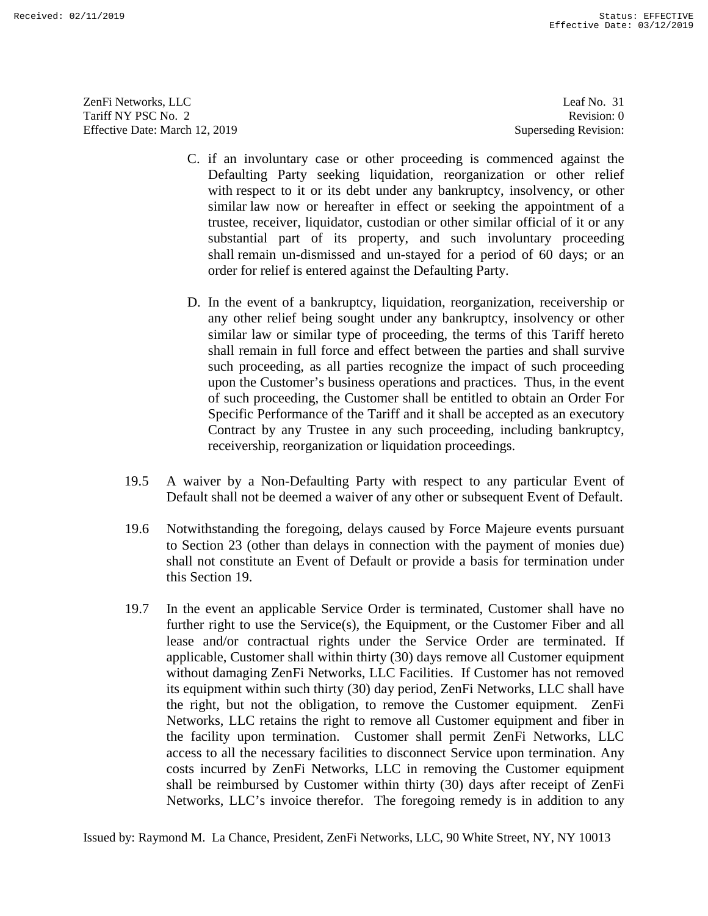C. if an involuntary case or other proceeding is commenced against the Defaulting Party seeking liquidation, reorganization or other relief with respect to it or its debt under any bankruptcy, insolvency, or other similar law now or hereafter in effect or seeking the appointment of a trustee, receiver, liquidator, custodian or other similar official of it or any substantial part of its property, and such involuntary proceeding shall remain un-dismissed and un-stayed for a period of 60 days; or an order for relief is entered against the Defaulting Party.

D. In the event of a bankruptcy, liquidation, reorganization, receivership or any other relief being sought under any bankruptcy, insolvency or other similar law or similar type of proceeding, the terms of this Tariff hereto shall remain in full force and effect between the parties and shall survive such proceeding, as all parties recognize the impact of such proceeding upon the Customer's business operations and practices. Thus, in the event of such proceeding, the Customer shall be entitled to obtain an Order For Specific Performance of the Tariff and it shall be accepted as an executory Contract by any Trustee in any such proceeding, including bankruptcy, receivership, reorganization or liquidation proceedings.

19.5 A waiver by a Non-Defaulting Party with respect to any particular Event of Default shall not be deemed a waiver of any other or subsequent Event of Default.

19.6 Notwithstanding the foregoing, delays caused by Force Majeure events pursuant to Section 23 (other than delays in connection with the payment of monies due) shall not constitute an Event of Default or provide a basis for termination under this Section 19.

19.7 In the event an applicable Service Order is terminated, Customer shall have no further right to use the Service(s), the Equipment, or the Customer Fiber and all lease and/or contractual rights under the Service Order are terminated. If applicable, Customer shall within thirty (30) days remove all Customer equipment without damaging ZenFi Networks, LLC Facilities. If Customer has not removed its equipment within such thirty (30) day period, ZenFi Networks, LLC shall have the right, but not the obligation, to remove the Customer equipment. ZenFi Networks, LLC retains the right to remove all Customer equipment and fiber in the facility upon termination. Customer shall permit ZenFi Networks, LLC access to all the necessary facilities to disconnect Service upon termination. Any costs incurred by ZenFi Networks, LLC in removing the Customer equipment shall be reimbursed by Customer within thirty (30) days after receipt of ZenFi Networks, LLC's invoice therefor. The foregoing remedy is in addition to any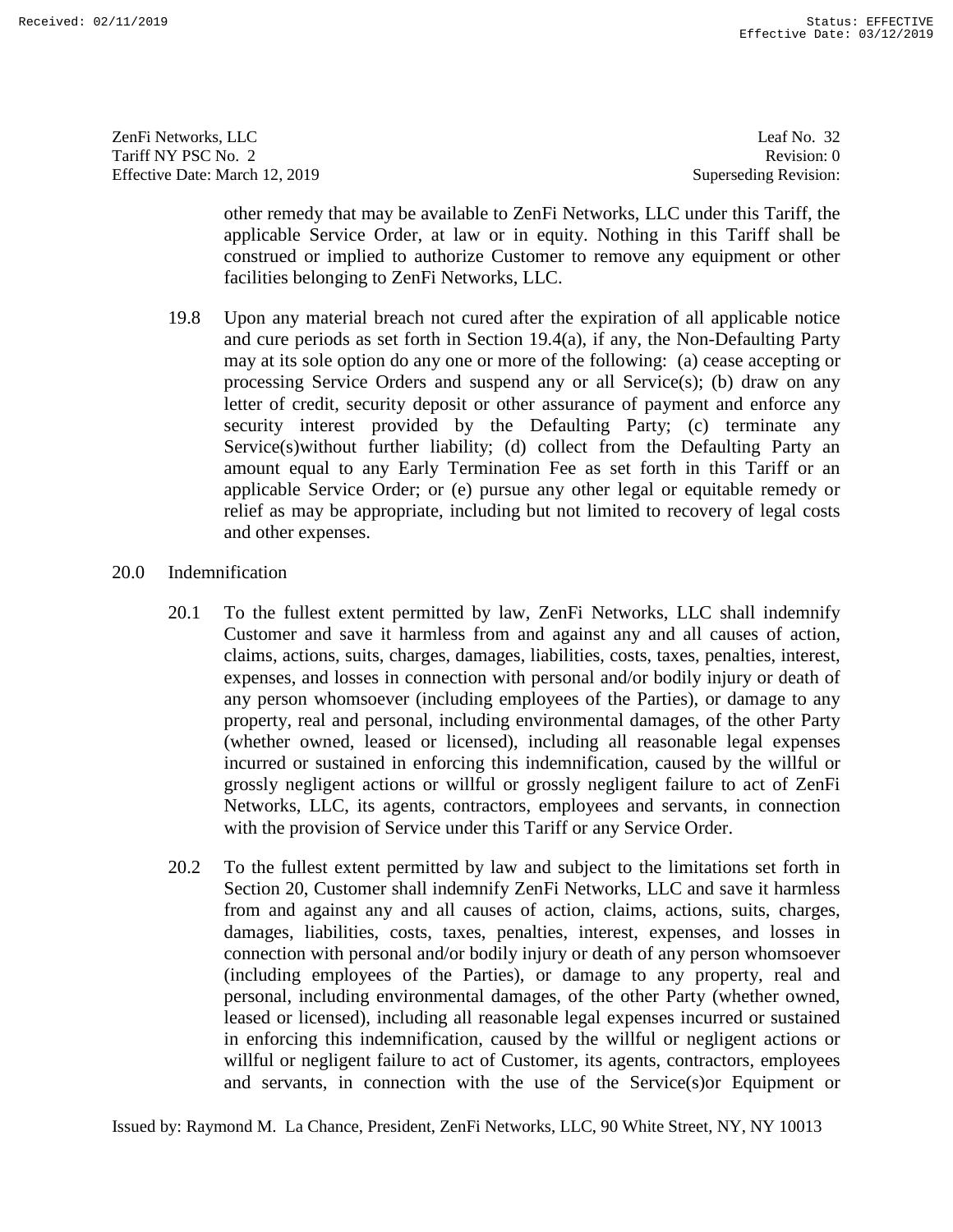other remedy that may be available to ZenFi Networks, LLC under this Tariff, the applicable Service Order, at law or in equity. Nothing in this Tariff shall be construed or implied to authorize Customer to remove any equipment or other facilities belonging to ZenFi Networks, LLC.

19.8 Upon any material breach not cured after the expiration of all applicable notice and cure periods as set forth in Section 19.4(a), if any, the Non-Defaulting Party may at its sole option do any one or more of the following: (a) cease accepting or processing Service Orders and suspend any or all Service(s); (b) draw on any letter of credit, security deposit or other assurance of payment and enforce any security interest provided by the Defaulting Party; (c) terminate any Service(s)without further liability; (d) collect from the Defaulting Party an amount equal to any Early Termination Fee as set forth in this Tariff or an applicable Service Order; or (e) pursue any other legal or equitable remedy or relief as may be appropriate, including but not limited to recovery of legal costs and other expenses.

## 20.0 Indemnification

20.1 To the fullest extent permitted by law, ZenFi Networks, LLC shall indemnify Customer and save it harmless from and against any and all causes of action, claims, actions, suits, charges, damages, liabilities, costs, taxes, penalties, interest, expenses, and losses in connection with personal and/or bodily injury or death of any person whomsoever (including employees of the Parties), or damage to any property, real and personal, including environmental damages, of the other Party (whether owned, leased or licensed), including all reasonable legal expenses incurred or sustained in enforcing this indemnification, caused by the willful or grossly negligent actions or willful or grossly negligent failure to act of ZenFi Networks, LLC, its agents, contractors, employees and servants, in connection with the provision of Service under this Tariff or any Service Order.

20.2 To the fullest extent permitted by law and subject to the limitations set forth in Section 20, Customer shall indemnify ZenFi Networks, LLC and save it harmless from and against any and all causes of action, claims, actions, suits, charges, damages, liabilities, costs, taxes, penalties, interest, expenses, and losses in connection with personal and/or bodily injury or death of any person whomsoever (including employees of the Parties), or damage to any property, real and personal, including environmental damages, of the other Party (whether owned, leased or licensed), including all reasonable legal expenses incurred or sustained in enforcing this indemnification, caused by the willful or negligent actions or willful or negligent failure to act of Customer, its agents, contractors, employees and servants, in connection with the use of the Service(s)or Equipment or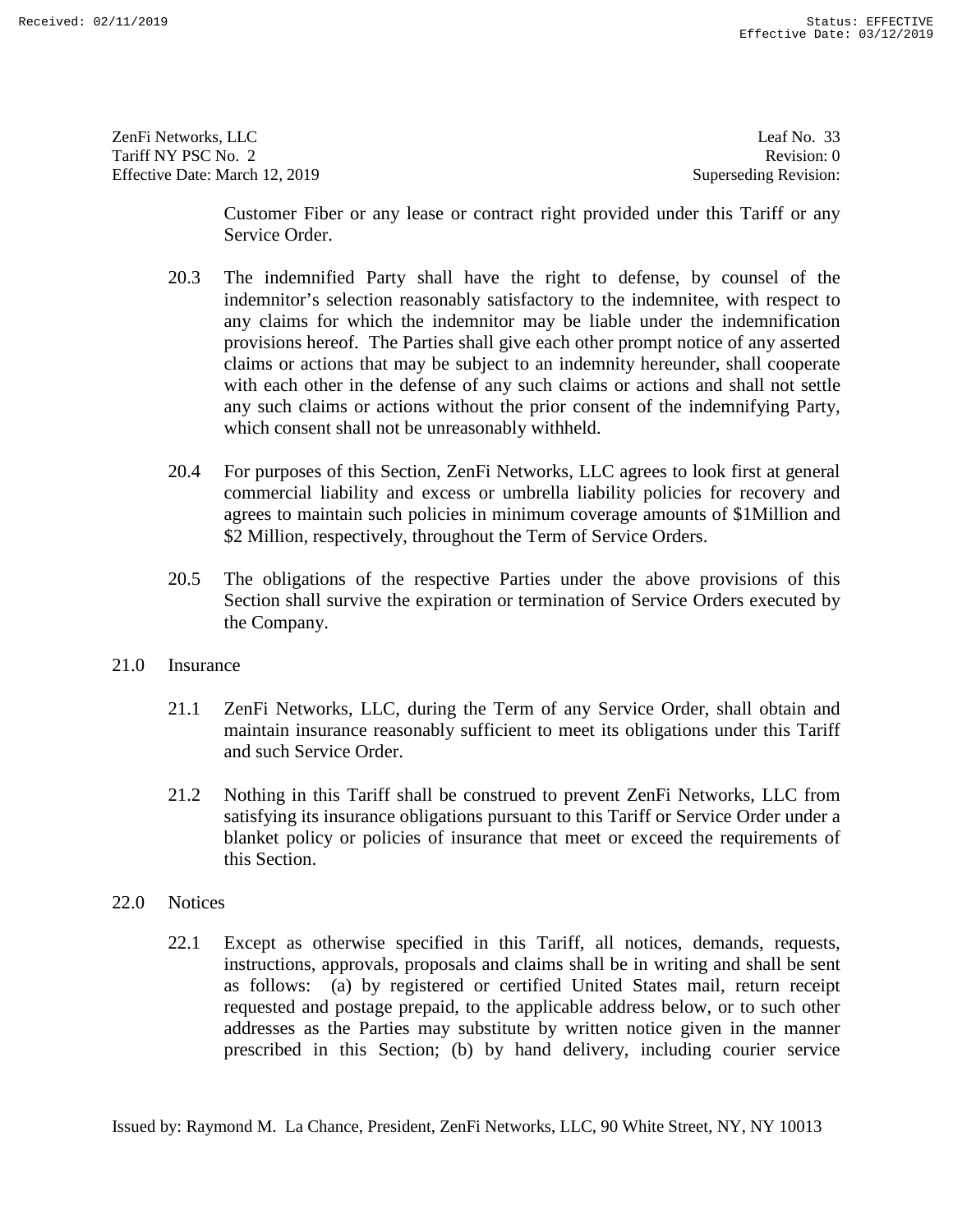Customer Fiber or any lease or contract right provided under this Tariff or any Service Order.

20.3 The indemnified Party shall have the right to defense, by counsel of the indemnitor's selection reasonably satisfactory to the indemnitee, with respect to any claims for which the indemnitor may be liable under the indemnification provisions hereof. The Parties shall give each other prompt notice of any asserted claims or actions that may be subject to an indemnity hereunder, shall cooperate with each other in the defense of any such claims or actions and shall not settle any such claims or actions without the prior consent of the indemnifying Party, which consent shall not be unreasonably withheld.

20.4 For purposes of this Section, ZenFi Networks, LLC agrees to look first at general commercial liability and excess or umbrella liability policies for recovery and agrees to maintain such policies in minimum coverage amounts of $1Million and $2 Million, respectively, throughout the Term of Service Orders.

20.5 The obligations of the respective Parties under the above provisions of this Section shall survive the expiration or termination of Service Orders executed by the Company.

## 21.0 Insurance

21.1 ZenFi Networks, LLC, during the Term of any Service Order, shall obtain and maintain insurance reasonably sufficient to meet its obligations under this Tariff and such Service Order.

21.2 Nothing in this Tariff shall be construed to prevent ZenFi Networks, LLC from satisfying its insurance obligations pursuant to this Tariff or Service Order under a blanket policy or policies of insurance that meet or exceed the requirements of this Section.

## 22.0 Notices

22.1 Except as otherwise specified in this Tariff, all notices, demands, requests, instructions, approvals, proposals and claims shall be in writing and shall be sent as follows: (a) by registered or certified United States mail, return receipt requested and postage prepaid, to the applicable address below, or to such other addresses as the Parties may substitute by written notice given in the manner prescribed in this Section; (b) by hand delivery, including courier service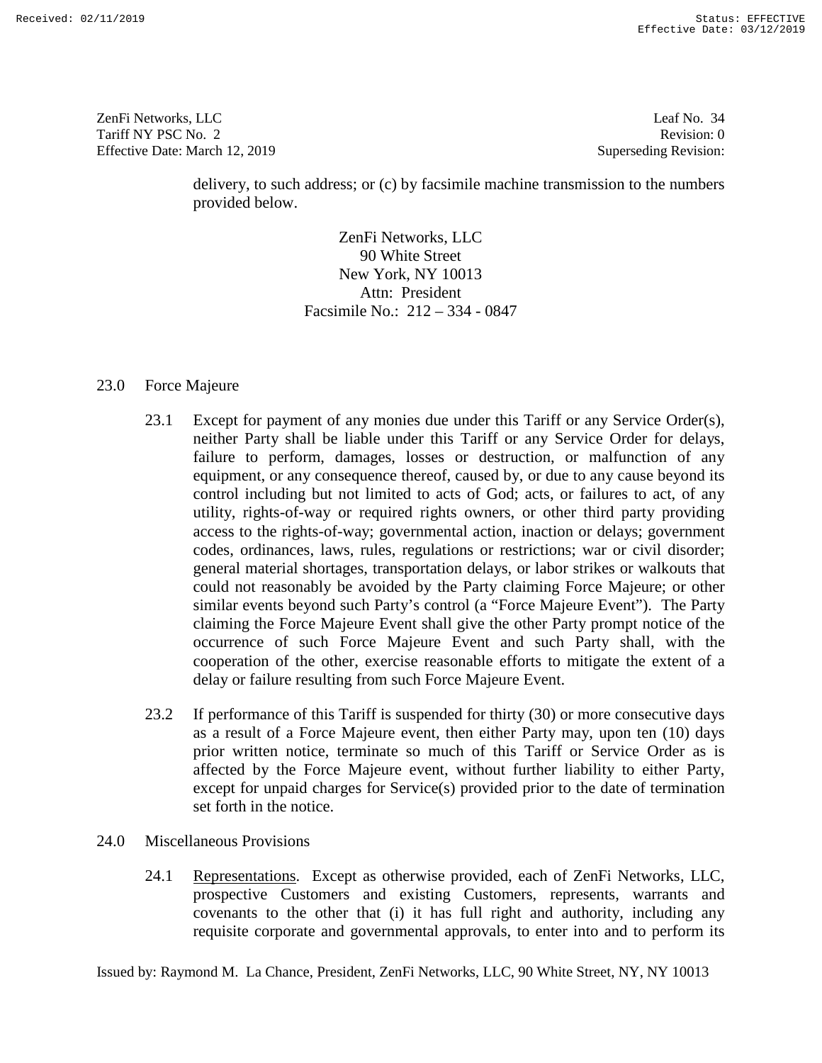delivery, to such address; or (c) by facsimile machine transmission to the numbers provided below.

ZenFi Networks, LLC
90 White Street
New York, NY 10013
Attn: President
Facsimile No.: 212 – 334 - 0847

## 23.0 Force Majeure

23.1 Except for payment of any monies due under this Tariff or any Service Order(s), neither Party shall be liable under this Tariff or any Service Order for delays, failure to perform, damages, losses or destruction, or malfunction of any equipment, or any consequence thereof, caused by, or due to any cause beyond its control including but not limited to acts of God; acts, or failures to act, of any utility, rights-of-way or required rights owners, or other third party providing access to the rights-of-way; governmental action, inaction or delays; government codes, ordinances, laws, rules, regulations or restrictions; war or civil disorder; general material shortages, transportation delays, or labor strikes or walkouts that could not reasonably be avoided by the Party claiming Force Majeure; or other similar events beyond such Party's control (a "Force Majeure Event"). The Party claiming the Force Majeure Event shall give the other Party prompt notice of the occurrence of such Force Majeure Event and such Party shall, with the cooperation of the other, exercise reasonable efforts to mitigate the extent of a delay or failure resulting from such Force Majeure Event.

23.2 If performance of this Tariff is suspended for thirty (30) or more consecutive days as a result of a Force Majeure event, then either Party may, upon ten (10) days prior written notice, terminate so much of this Tariff or Service Order as is affected by the Force Majeure event, without further liability to either Party, except for unpaid charges for Service(s) provided prior to the date of termination set forth in the notice.

## 24.0 Miscellaneous Provisions

24.1 Representations. Except as otherwise provided, each of ZenFi Networks, LLC, prospective Customers and existing Customers, represents, warrants and covenants to the other that (i) it has full right and authority, including any requisite corporate and governmental approvals, to enter into and to perform its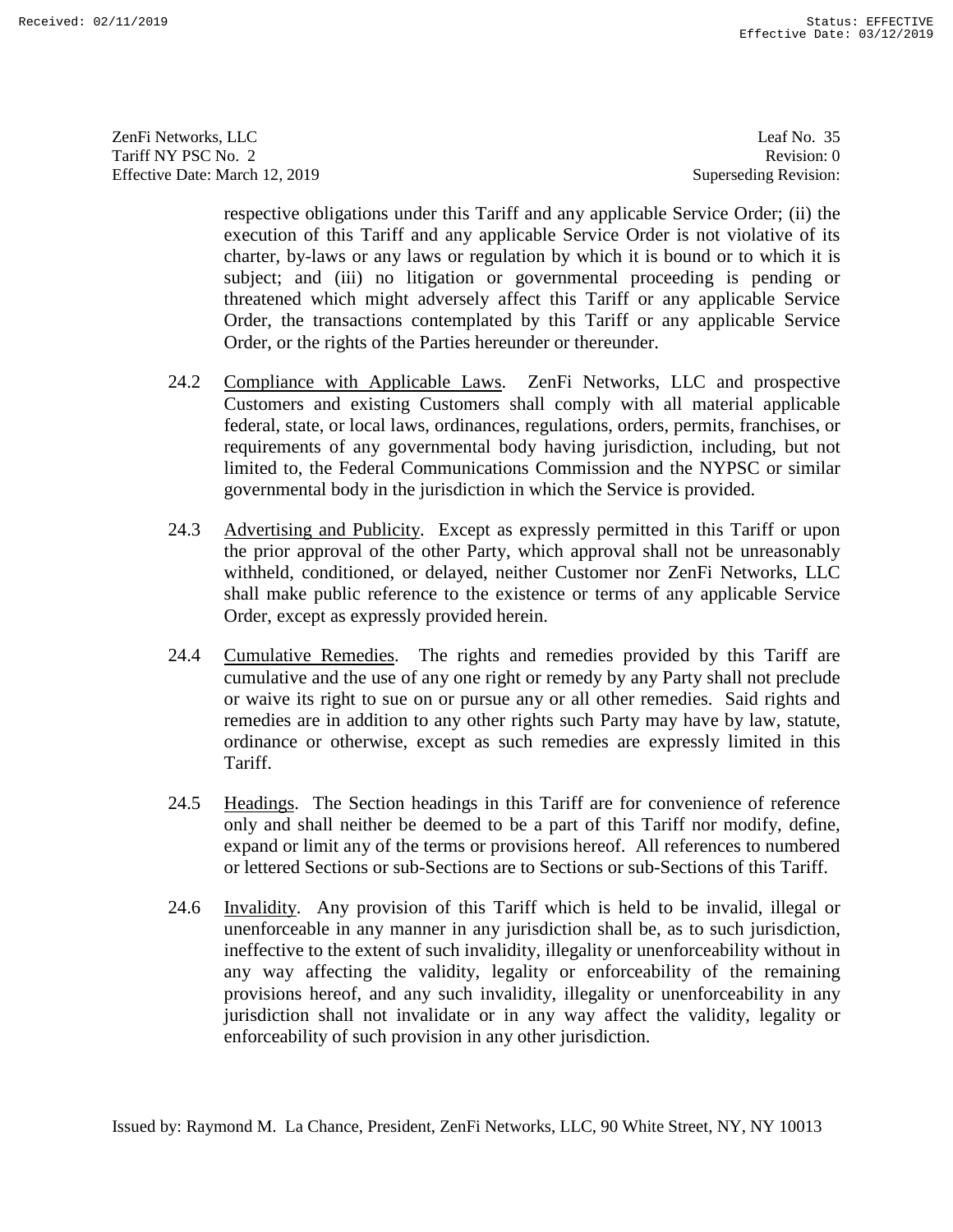respective obligations under this Tariff and any applicable Service Order; (ii) the execution of this Tariff and any applicable Service Order is not violative of its charter, by-laws or any laws or regulation by which it is bound or to which it is subject; and (iii) no litigation or governmental proceeding is pending or threatened which might adversely affect this Tariff or any applicable Service Order, the transactions contemplated by this Tariff or any applicable Service Order, or the rights of the Parties hereunder or thereunder.

24.2 Compliance with Applicable Laws. ZenFi Networks, LLC and prospective Customers and existing Customers shall comply with all material applicable federal, state, or local laws, ordinances, regulations, orders, permits, franchises, or requirements of any governmental body having jurisdiction, including, but not limited to, the Federal Communications Commission and the NYPSC or similar governmental body in the jurisdiction in which the Service is provided.

24.3 Advertising and Publicity. Except as expressly permitted in this Tariff or upon the prior approval of the other Party, which approval shall not be unreasonably withheld, conditioned, or delayed, neither Customer nor ZenFi Networks, LLC shall make public reference to the existence or terms of any applicable Service Order, except as expressly provided herein.

24.4 Cumulative Remedies. The rights and remedies provided by this Tariff are cumulative and the use of any one right or remedy by any Party shall not preclude or waive its right to sue on or pursue any or all other remedies. Said rights and remedies are in addition to any other rights such Party may have by law, statute, ordinance or otherwise, except as such remedies are expressly limited in this Tariff.

24.5 Headings. The Section headings in this Tariff are for convenience of reference only and shall neither be deemed to be a part of this Tariff nor modify, define, expand or limit any of the terms or provisions hereof. All references to numbered or lettered Sections or sub-Sections are to Sections or sub-Sections of this Tariff.

24.6 Invalidity. Any provision of this Tariff which is held to be invalid, illegal or unenforceable in any manner in any jurisdiction shall be, as to such jurisdiction, ineffective to the extent of such invalidity, illegality or unenforceability without in any way affecting the validity, legality or enforceability of the remaining provisions hereof, and any such invalidity, illegality or unenforceability in any jurisdiction shall not invalidate or in any way affect the validity, legality or enforceability of such provision in any other jurisdiction.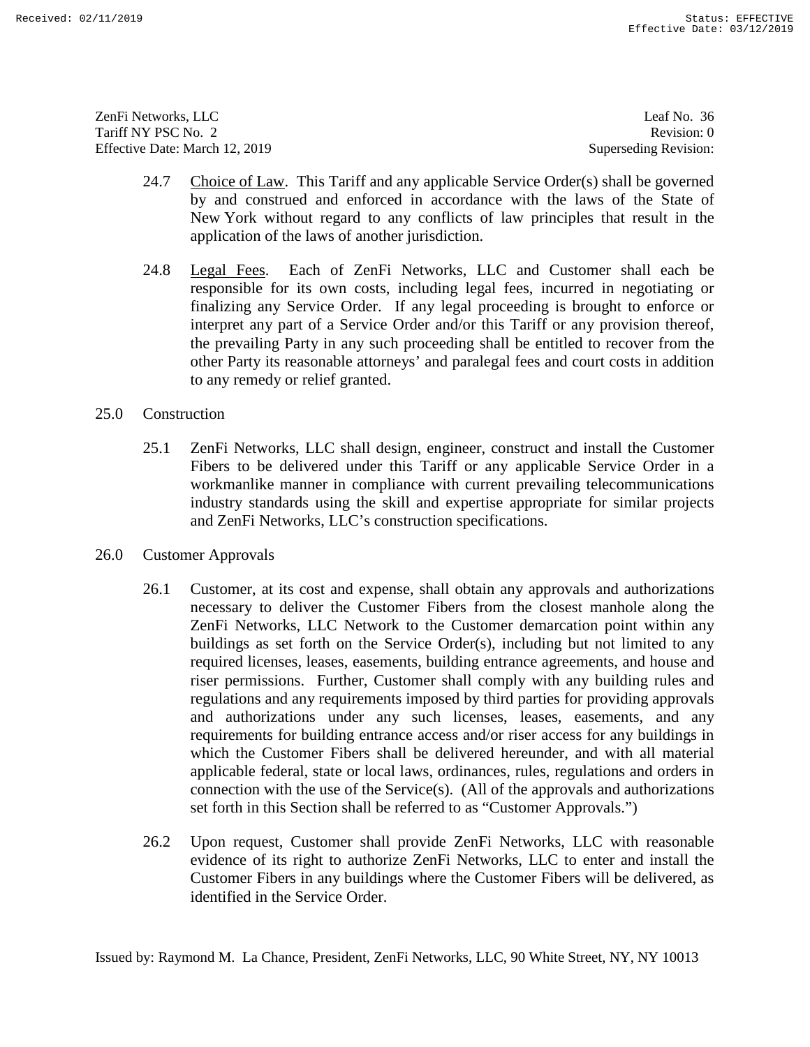24.7 Choice of Law. This Tariff and any applicable Service Order(s) shall be governed by and construed and enforced in accordance with the laws of the State of New York without regard to any conflicts of law principles that result in the application of the laws of another jurisdiction.

24.8 Legal Fees. Each of ZenFi Networks, LLC and Customer shall each be responsible for its own costs, including legal fees, incurred in negotiating or finalizing any Service Order. If any legal proceeding is brought to enforce or interpret any part of a Service Order and/or this Tariff or any provision thereof, the prevailing Party in any such proceeding shall be entitled to recover from the other Party its reasonable attorneys' and paralegal fees and court costs in addition to any remedy or relief granted.

## 25.0 Construction

25.1 ZenFi Networks, LLC shall design, engineer, construct and install the Customer Fibers to be delivered under this Tariff or any applicable Service Order in a workmanlike manner in compliance with current prevailing telecommunications industry standards using the skill and expertise appropriate for similar projects and ZenFi Networks, LLC's construction specifications.

## 26.0 Customer Approvals

26.1 Customer, at its cost and expense, shall obtain any approvals and authorizations necessary to deliver the Customer Fibers from the closest manhole along the ZenFi Networks, LLC Network to the Customer demarcation point within any buildings as set forth on the Service Order(s), including but not limited to any required licenses, leases, easements, building entrance agreements, and house and riser permissions. Further, Customer shall comply with any building rules and regulations and any requirements imposed by third parties for providing approvals and authorizations under any such licenses, leases, easements, and any requirements for building entrance access and/or riser access for any buildings in which the Customer Fibers shall be delivered hereunder, and with all material applicable federal, state or local laws, ordinances, rules, regulations and orders in connection with the use of the Service(s). (All of the approvals and authorizations set forth in this Section shall be referred to as "Customer Approvals.")

26.2 Upon request, Customer shall provide ZenFi Networks, LLC with reasonable evidence of its right to authorize ZenFi Networks, LLC to enter and install the Customer Fibers in any buildings where the Customer Fibers will be delivered, as identified in the Service Order.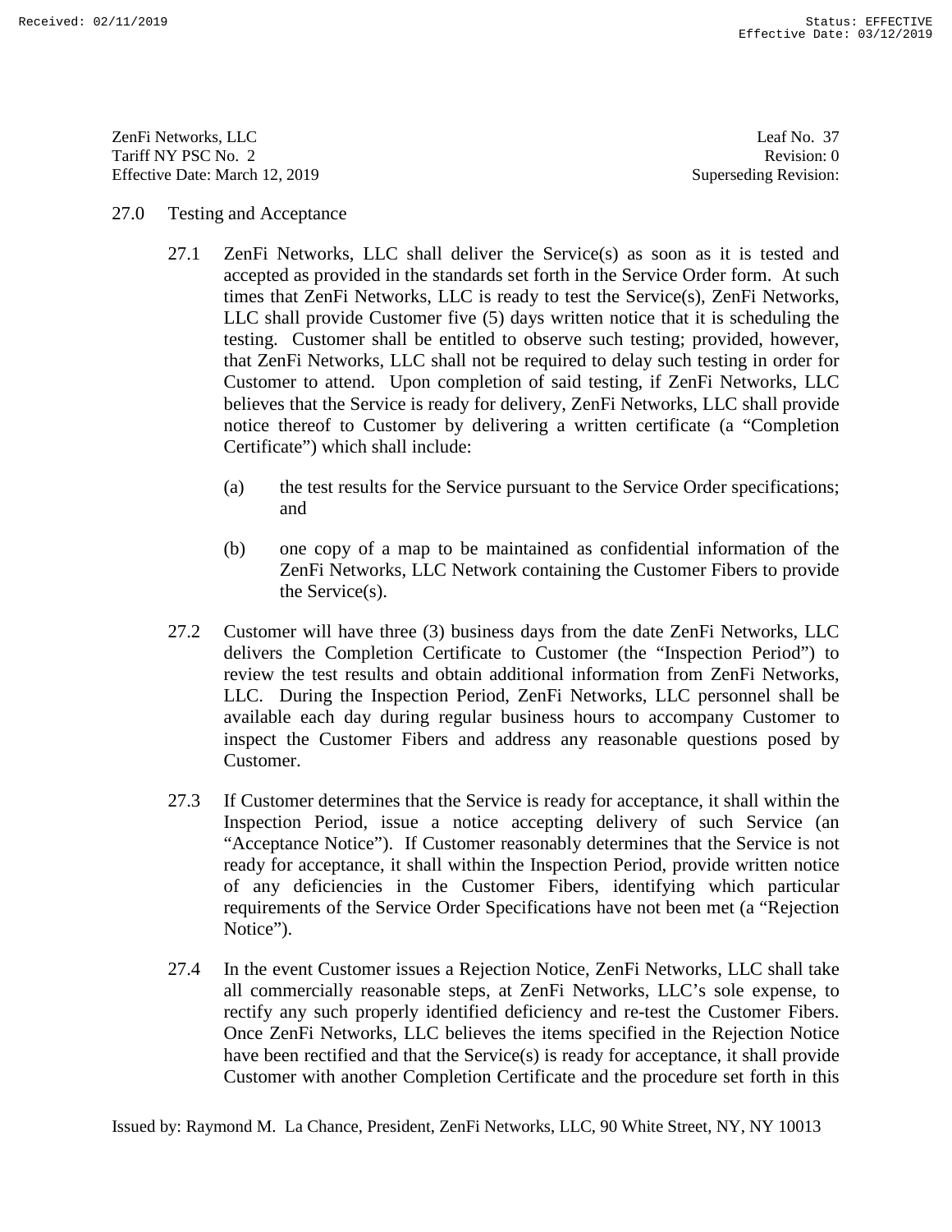## 27.0 Testing and Acceptance

27.1 ZenFi Networks, LLC shall deliver the Service(s) as soon as it is tested and accepted as provided in the standards set forth in the Service Order form. At such times that ZenFi Networks, LLC is ready to test the Service(s), ZenFi Networks, LLC shall provide Customer five (5) days written notice that it is scheduling the testing. Customer shall be entitled to observe such testing; provided, however, that ZenFi Networks, LLC shall not be required to delay such testing in order for Customer to attend. Upon completion of said testing, if ZenFi Networks, LLC believes that the Service is ready for delivery, ZenFi Networks, LLC shall provide notice thereof to Customer by delivering a written certificate (a "Completion Certificate") which shall include:

(a) the test results for the Service pursuant to the Service Order specifications; and

(b) one copy of a map to be maintained as confidential information of the ZenFi Networks, LLC Network containing the Customer Fibers to provide the Service(s).

27.2 Customer will have three (3) business days from the date ZenFi Networks, LLC delivers the Completion Certificate to Customer (the "Inspection Period") to review the test results and obtain additional information from ZenFi Networks, LLC. During the Inspection Period, ZenFi Networks, LLC personnel shall be available each day during regular business hours to accompany Customer to inspect the Customer Fibers and address any reasonable questions posed by Customer.

27.3 If Customer determines that the Service is ready for acceptance, it shall within the Inspection Period, issue a notice accepting delivery of such Service (an "Acceptance Notice"). If Customer reasonably determines that the Service is not ready for acceptance, it shall within the Inspection Period, provide written notice of any deficiencies in the Customer Fibers, identifying which particular requirements of the Service Order Specifications have not been met (a "Rejection Notice").

27.4 In the event Customer issues a Rejection Notice, ZenFi Networks, LLC shall take all commercially reasonable steps, at ZenFi Networks, LLC's sole expense, to rectify any such properly identified deficiency and re-test the Customer Fibers. Once ZenFi Networks, LLC believes the items specified in the Rejection Notice have been rectified and that the Service(s) is ready for acceptance, it shall provide Customer with another Completion Certificate and the procedure set forth in this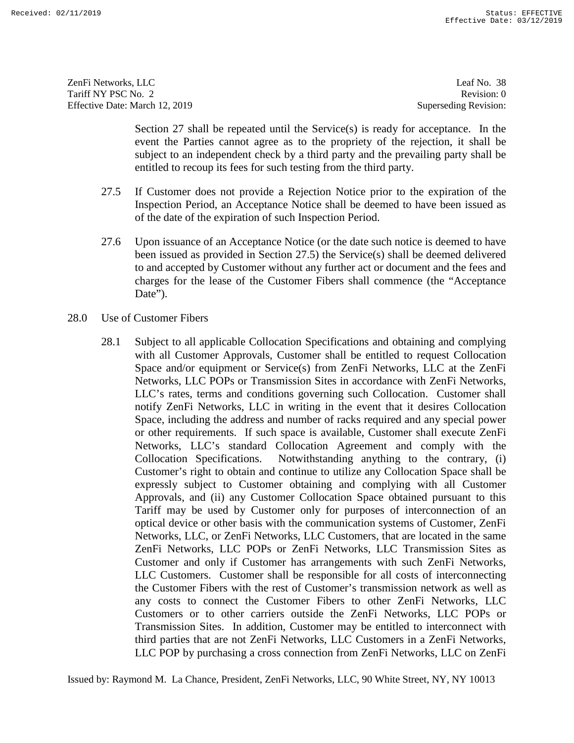Section 27 shall be repeated until the Service(s) is ready for acceptance. In the event the Parties cannot agree as to the propriety of the rejection, it shall be subject to an independent check by a third party and the prevailing party shall be entitled to recoup its fees for such testing from the third party.

27.5 If Customer does not provide a Rejection Notice prior to the expiration of the Inspection Period, an Acceptance Notice shall be deemed to have been issued as of the date of the expiration of such Inspection Period.

27.6 Upon issuance of an Acceptance Notice (or the date such notice is deemed to have been issued as provided in Section 27.5) the Service(s) shall be deemed delivered to and accepted by Customer without any further act or document and the fees and charges for the lease of the Customer Fibers shall commence (the "Acceptance Date").

28.0 Use of Customer Fibers

28.1 Subject to all applicable Collocation Specifications and obtaining and complying with all Customer Approvals, Customer shall be entitled to request Collocation Space and/or equipment or Service(s) from ZenFi Networks, LLC at the ZenFi Networks, LLC POPs or Transmission Sites in accordance with ZenFi Networks, LLC's rates, terms and conditions governing such Collocation. Customer shall notify ZenFi Networks, LLC in writing in the event that it desires Collocation Space, including the address and number of racks required and any special power or other requirements. If such space is available, Customer shall execute ZenFi Networks, LLC's standard Collocation Agreement and comply with the Collocation Specifications. Notwithstanding anything to the contrary, (i) Customer's right to obtain and continue to utilize any Collocation Space shall be expressly subject to Customer obtaining and complying with all Customer Approvals, and (ii) any Customer Collocation Space obtained pursuant to this Tariff may be used by Customer only for purposes of interconnection of an optical device or other basis with the communication systems of Customer, ZenFi Networks, LLC, or ZenFi Networks, LLC Customers, that are located in the same ZenFi Networks, LLC POPs or ZenFi Networks, LLC Transmission Sites as Customer and only if Customer has arrangements with such ZenFi Networks, LLC Customers. Customer shall be responsible for all costs of interconnecting the Customer Fibers with the rest of Customer's transmission network as well as any costs to connect the Customer Fibers to other ZenFi Networks, LLC Customers or to other carriers outside the ZenFi Networks, LLC POPs or Transmission Sites. In addition, Customer may be entitled to interconnect with third parties that are not ZenFi Networks, LLC Customers in a ZenFi Networks, LLC POP by purchasing a cross connection from ZenFi Networks, LLC on ZenFi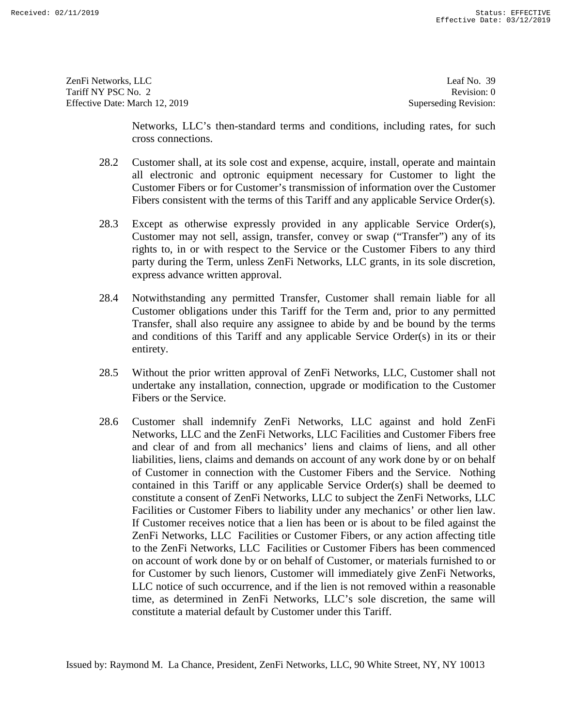Networks, LLC's then-standard terms and conditions, including rates, for such cross connections.

28.2 Customer shall, at its sole cost and expense, acquire, install, operate and maintain all electronic and optronic equipment necessary for Customer to light the Customer Fibers or for Customer's transmission of information over the Customer Fibers consistent with the terms of this Tariff and any applicable Service Order(s).

28.3 Except as otherwise expressly provided in any applicable Service Order(s), Customer may not sell, assign, transfer, convey or swap ("Transfer") any of its rights to, in or with respect to the Service or the Customer Fibers to any third party during the Term, unless ZenFi Networks, LLC grants, in its sole discretion, express advance written approval.

28.4 Notwithstanding any permitted Transfer, Customer shall remain liable for all Customer obligations under this Tariff for the Term and, prior to any permitted Transfer, shall also require any assignee to abide by and be bound by the terms and conditions of this Tariff and any applicable Service Order(s) in its or their entirety.

28.5 Without the prior written approval of ZenFi Networks, LLC, Customer shall not undertake any installation, connection, upgrade or modification to the Customer Fibers or the Service.

28.6 Customer shall indemnify ZenFi Networks, LLC against and hold ZenFi Networks, LLC and the ZenFi Networks, LLC Facilities and Customer Fibers free and clear of and from all mechanics' liens and claims of liens, and all other liabilities, liens, claims and demands on account of any work done by or on behalf of Customer in connection with the Customer Fibers and the Service. Nothing contained in this Tariff or any applicable Service Order(s) shall be deemed to constitute a consent of ZenFi Networks, LLC to subject the ZenFi Networks, LLC Facilities or Customer Fibers to liability under any mechanics' or other lien law. If Customer receives notice that a lien has been or is about to be filed against the ZenFi Networks, LLC Facilities or Customer Fibers, or any action affecting title to the ZenFi Networks, LLC Facilities or Customer Fibers has been commenced on account of work done by or on behalf of Customer, or materials furnished to or for Customer by such lienors, Customer will immediately give ZenFi Networks, LLC notice of such occurrence, and if the lien is not removed within a reasonable time, as determined in ZenFi Networks, LLC's sole discretion, the same will constitute a material default by Customer under this Tariff.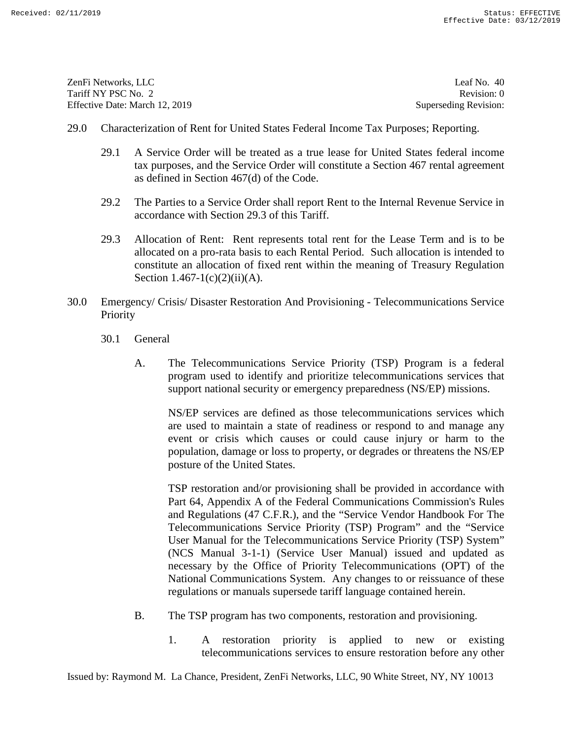29.0 Characterization of Rent for United States Federal Income Tax Purposes; Reporting.

29.1 A Service Order will be treated as a true lease for United States federal income tax purposes, and the Service Order will constitute a Section 467 rental agreement as defined in Section 467(d) of the Code.

29.2 The Parties to a Service Order shall report Rent to the Internal Revenue Service in accordance with Section 29.3 of this Tariff.

29.3 Allocation of Rent: Rent represents total rent for the Lease Term and is to be allocated on a pro-rata basis to each Rental Period. Such allocation is intended to constitute an allocation of fixed rent within the meaning of Treasury Regulation Section 1.467-1(c)(2)(ii)(A).

30.0 Emergency/ Crisis/ Disaster Restoration And Provisioning - Telecommunications Service Priority

30.1 General

A. The Telecommunications Service Priority (TSP) Program is a federal program used to identify and prioritize telecommunications services that support national security or emergency preparedness (NS/EP) missions.

NS/EP services are defined as those telecommunications services which are used to maintain a state of readiness or respond to and manage any event or crisis which causes or could cause injury or harm to the population, damage or loss to property, or degrades or threatens the NS/EP posture of the United States.

TSP restoration and/or provisioning shall be provided in accordance with Part 64, Appendix A of the Federal Communications Commission's Rules and Regulations (47 C.F.R.), and the "Service Vendor Handbook For The Telecommunications Service Priority (TSP) Program" and the "Service User Manual for the Telecommunications Service Priority (TSP) System" (NCS Manual 3-1-1) (Service User Manual) issued and updated as necessary by the Office of Priority Telecommunications (OPT) of the National Communications System. Any changes to or reissuance of these regulations or manuals supersede tariff language contained herein.

B. The TSP program has two components, restoration and provisioning.

1. A restoration priority is applied to new or existing telecommunications services to ensure restoration before any other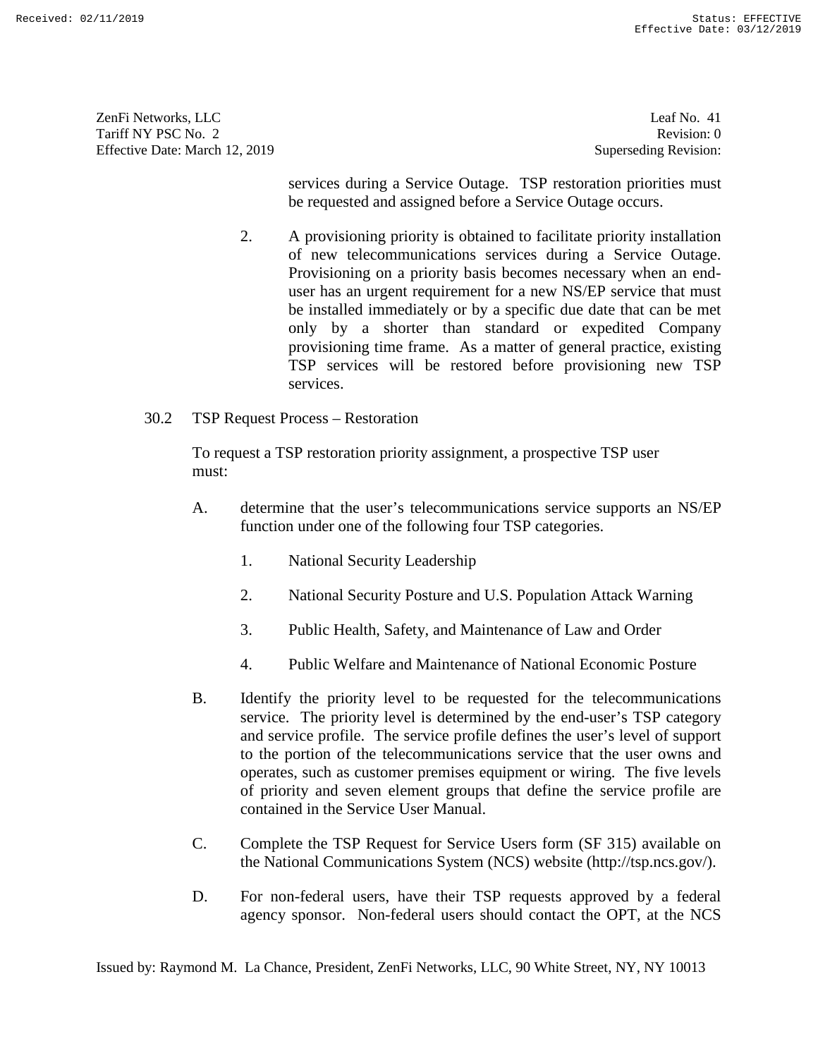services during a Service Outage. TSP restoration priorities must be requested and assigned before a Service Outage occurs.

2. A provisioning priority is obtained to facilitate priority installation of new telecommunications services during a Service Outage. Provisioning on a priority basis becomes necessary when an end-user has an urgent requirement for a new NS/EP service that must be installed immediately or by a specific due date that can be met only by a shorter than standard or expedited Company provisioning time frame. As a matter of general practice, existing TSP services will be restored before provisioning new TSP services.

30.2 TSP Request Process – Restoration

To request a TSP restoration priority assignment, a prospective TSP user must:

A. determine that the user's telecommunications service supports an NS/EP function under one of the following four TSP categories.

   1. National Security Leadership

   2. National Security Posture and U.S. Population Attack Warning

   3. Public Health, Safety, and Maintenance of Law and Order

   4. Public Welfare and Maintenance of National Economic Posture

B. Identify the priority level to be requested for the telecommunications service. The priority level is determined by the end-user's TSP category and service profile. The service profile defines the user's level of support to the portion of the telecommunications service that the user owns and operates, such as customer premises equipment or wiring. The five levels of priority and seven element groups that define the service profile are contained in the Service User Manual.

C. Complete the TSP Request for Service Users form (SF 315) available on the National Communications System (NCS) website (http://tsp.ncs.gov/).

D. For non-federal users, have their TSP requests approved by a federal agency sponsor. Non-federal users should contact the OPT, at the NCS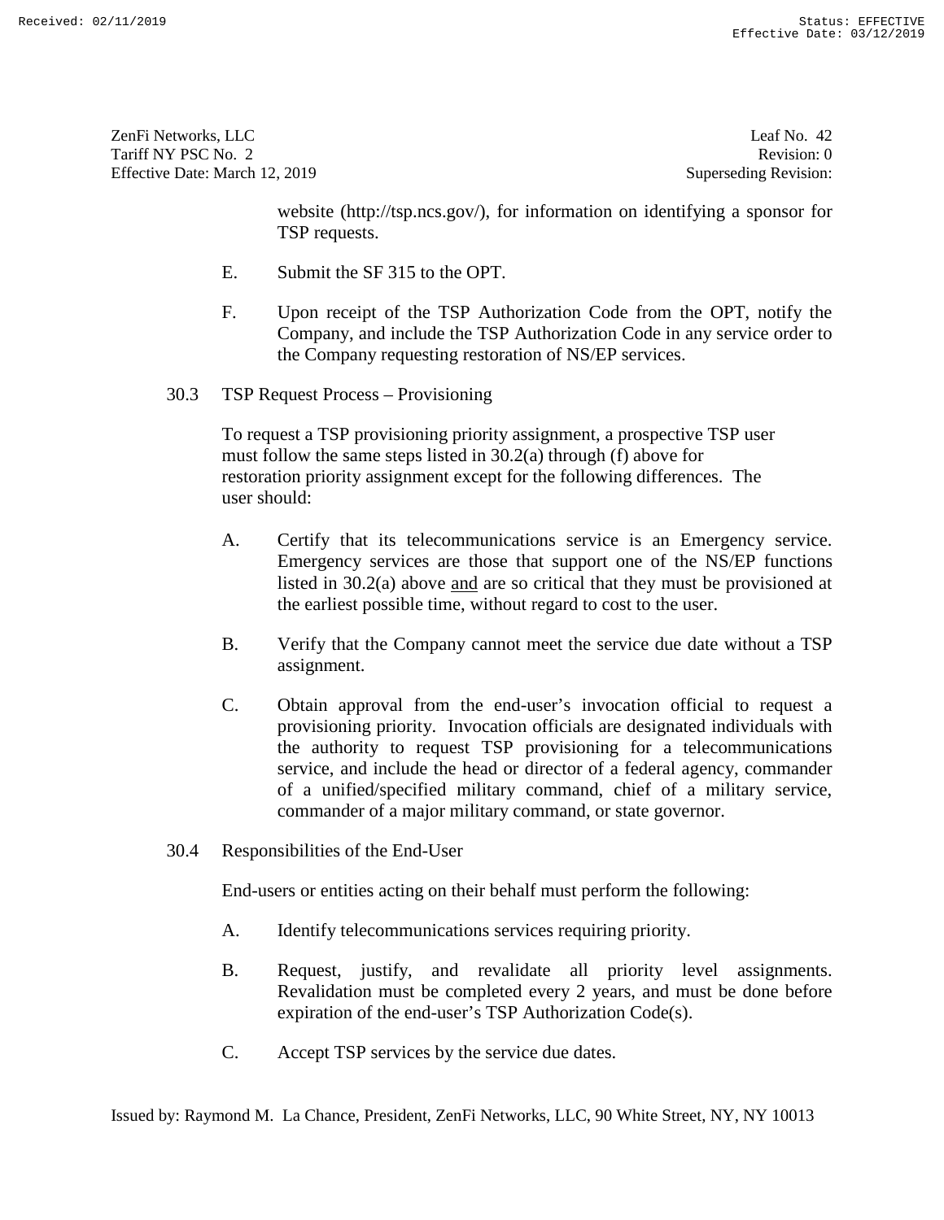website (http://tsp.ncs.gov/), for information on identifying a sponsor for TSP requests.

E. Submit the SF 315 to the OPT.

F. Upon receipt of the TSP Authorization Code from the OPT, notify the Company, and include the TSP Authorization Code in any service order to the Company requesting restoration of NS/EP services.

30.3 TSP Request Process – Provisioning

To request a TSP provisioning priority assignment, a prospective TSP user must follow the same steps listed in 30.2(a) through (f) above for restoration priority assignment except for the following differences. The user should:

A. Certify that its telecommunications service is an Emergency service. Emergency services are those that support one of the NS/EP functions listed in 30.2(a) above and are so critical that they must be provisioned at the earliest possible time, without regard to cost to the user.

B. Verify that the Company cannot meet the service due date without a TSP assignment.

C. Obtain approval from the end-user's invocation official to request a provisioning priority. Invocation officials are designated individuals with the authority to request TSP provisioning for a telecommunications service, and include the head or director of a federal agency, commander of a unified/specified military command, chief of a military service, commander of a major military command, or state governor.

30.4 Responsibilities of the End-User

End-users or entities acting on their behalf must perform the following:

A. Identify telecommunications services requiring priority.

B. Request, justify, and revalidate all priority level assignments. Revalidation must be completed every 2 years, and must be done before expiration of the end-user's TSP Authorization Code(s).

C. Accept TSP services by the service due dates.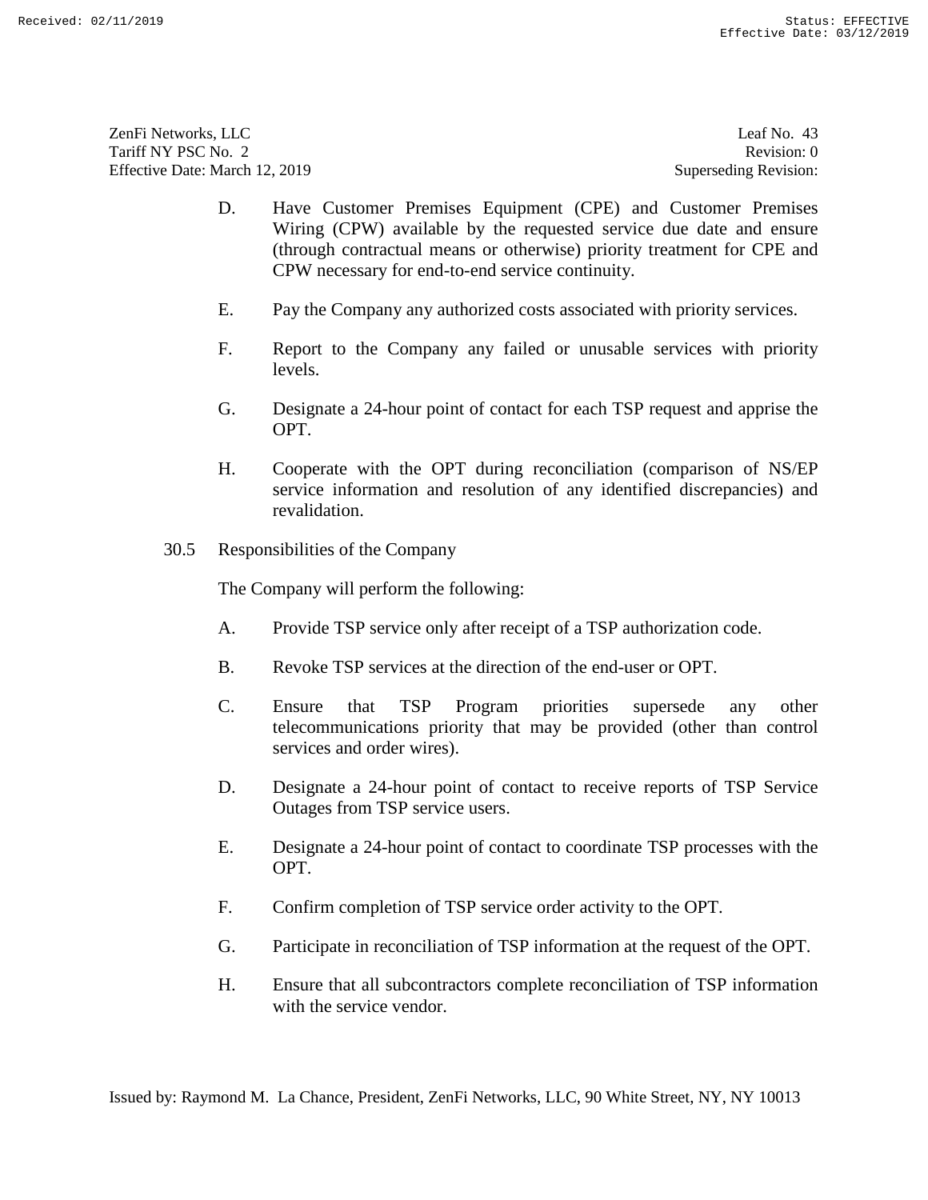D. Have Customer Premises Equipment (CPE) and Customer Premises Wiring (CPW) available by the requested service due date and ensure (through contractual means or otherwise) priority treatment for CPE and CPW necessary for end-to-end service continuity.

E. Pay the Company any authorized costs associated with priority services.

F. Report to the Company any failed or unusable services with priority levels.

G. Designate a 24-hour point of contact for each TSP request and apprise the OPT.

H. Cooperate with the OPT during reconciliation (comparison of NS/EP service information and resolution of any identified discrepancies) and revalidation.

30.5 Responsibilities of the Company

The Company will perform the following:

A. Provide TSP service only after receipt of a TSP authorization code.

B. Revoke TSP services at the direction of the end-user or OPT.

C. Ensure that TSP Program priorities supersede any other telecommunications priority that may be provided (other than control services and order wires).

D. Designate a 24-hour point of contact to receive reports of TSP Service Outages from TSP service users.

E. Designate a 24-hour point of contact to coordinate TSP processes with the OPT.

F. Confirm completion of TSP service order activity to the OPT.

G. Participate in reconciliation of TSP information at the request of the OPT.

H. Ensure that all subcontractors complete reconciliation of TSP information with the service vendor.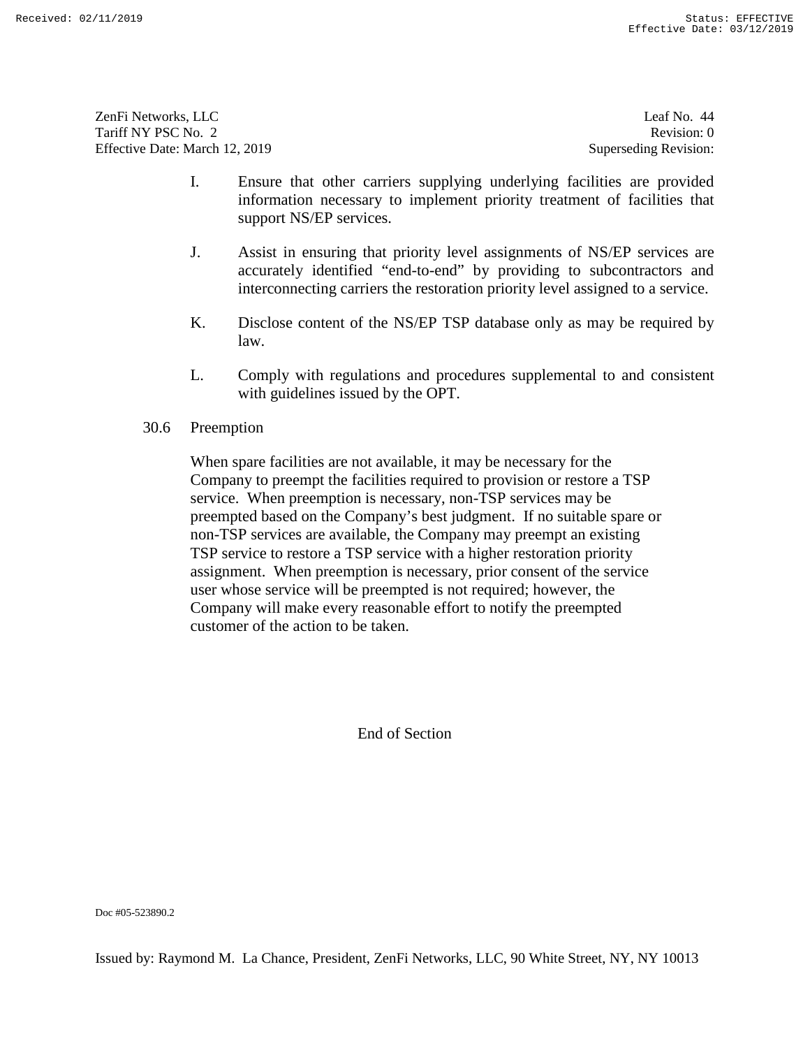I. Ensure that other carriers supplying underlying facilities are provided information necessary to implement priority treatment of facilities that support NS/EP services.

J. Assist in ensuring that priority level assignments of NS/EP services are accurately identified "end-to-end" by providing to subcontractors and interconnecting carriers the restoration priority level assigned to a service.

K. Disclose content of the NS/EP TSP database only as may be required by law.

L. Comply with regulations and procedures supplemental to and consistent with guidelines issued by the OPT.

30.6 Preemption

When spare facilities are not available, it may be necessary for the Company to preempt the facilities required to provision or restore a TSP service. When preemption is necessary, non-TSP services may be preempted based on the Company's best judgment. If no suitable spare or non-TSP services are available, the Company may preempt an existing TSP service to restore a TSP service with a higher restoration priority assignment. When preemption is necessary, prior consent of the service user whose service will be preempted is not required; however, the Company will make every reasonable effort to notify the preempted customer of the action to be taken.

End of Section

Doc #05-523890.2